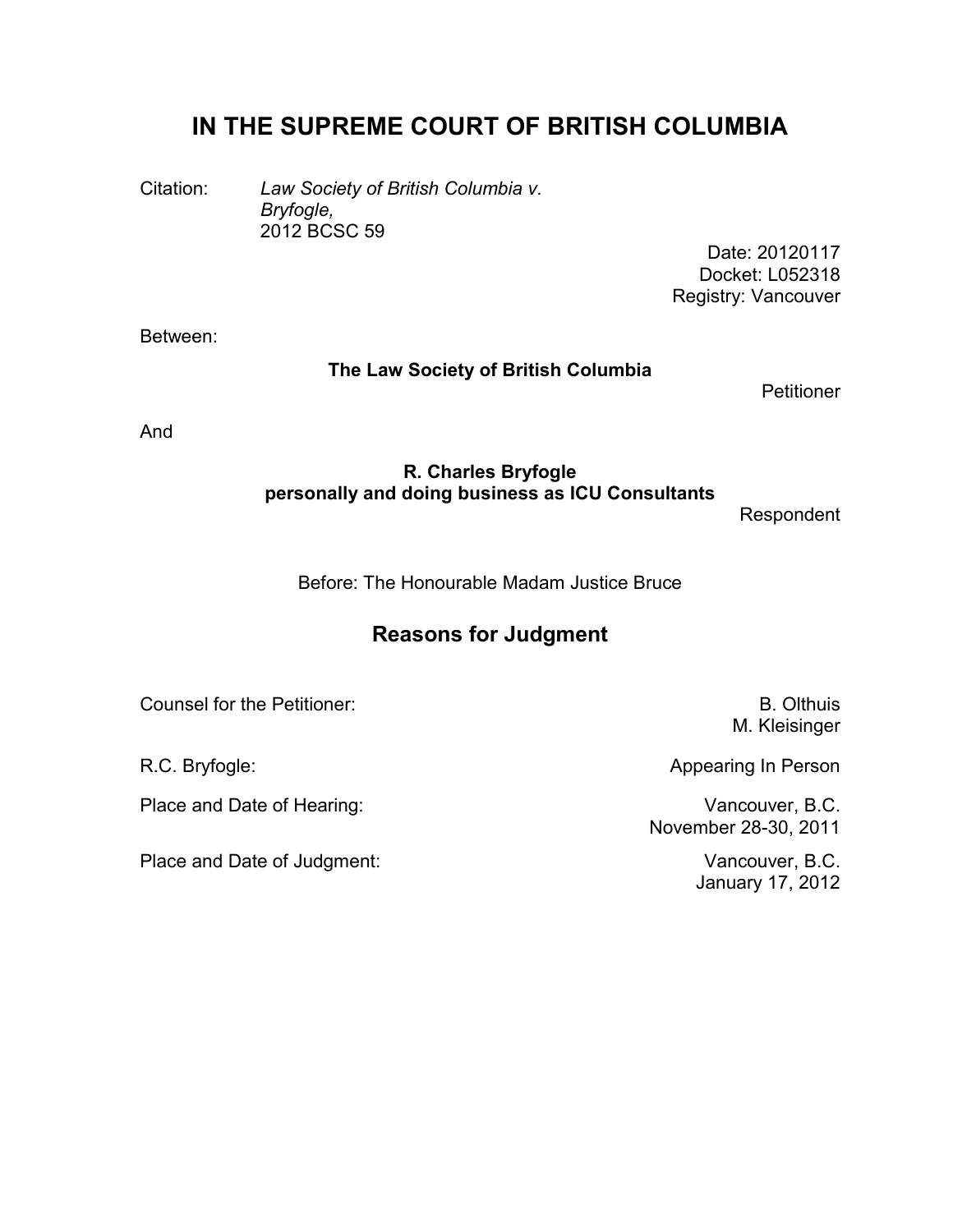# IN THE SUPREME COURT OF BRITISH COLUMBIA

Citation: *Law Society of British Columbia v. Bryfogle,* 2012 BCSC 59

Date: 20120117
Docket: L052318
Registry: Vancouver

Between:

**The Law Society of British Columbia**

Petitioner

And

**R. Charles Bryfogle personally and doing business as ICU Consultants**

Respondent

Before: The Honourable Madam Justice Bruce

## Reasons for Judgment

| | |
|---|---|
| Counsel for the Petitioner: | B. Olthuis<br>M. Kleisinger |
| R.C. Bryfogle: | Appearing In Person |
| Place and Date of Hearing: | Vancouver, B.C.<br>November 28-30, 2011 |
| Place and Date of Judgment: | Vancouver, B.C.<br>January 17, 2012 |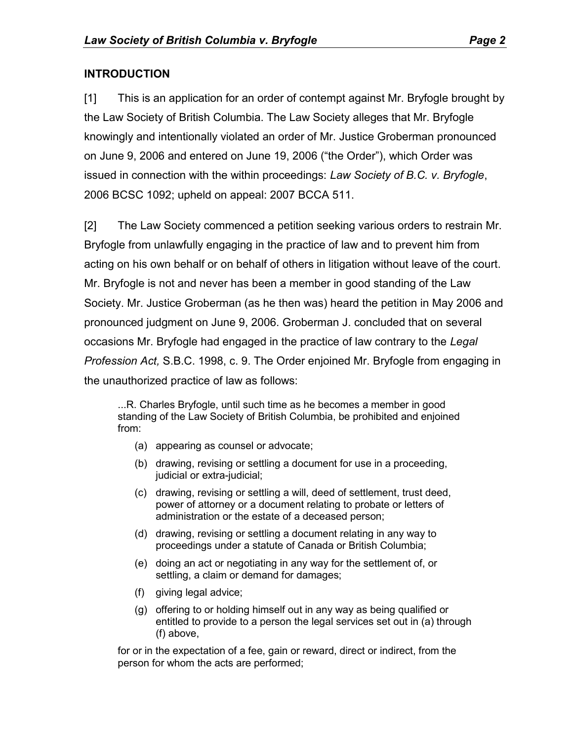## INTRODUCTION

[1] This is an application for an order of contempt against Mr. Bryfogle brought by the Law Society of British Columbia. The Law Society alleges that Mr. Bryfogle knowingly and intentionally violated an order of Mr. Justice Groberman pronounced on June 9, 2006 and entered on June 19, 2006 ("the Order"), which Order was issued in connection with the within proceedings: *Law Society of B.C. v. Bryfogle*, 2006 BCSC 1092; upheld on appeal: 2007 BCCA 511.

[2] The Law Society commenced a petition seeking various orders to restrain Mr. Bryfogle from unlawfully engaging in the practice of law and to prevent him from acting on his own behalf or on behalf of others in litigation without leave of the court. Mr. Bryfogle is not and never has been a member in good standing of the Law Society. Mr. Justice Groberman (as he then was) heard the petition in May 2006 and pronounced judgment on June 9, 2006. Groberman J. concluded that on several occasions Mr. Bryfogle had engaged in the practice of law contrary to the *Legal Profession Act,* S.B.C. 1998, c. 9. The Order enjoined Mr. Bryfogle from engaging in the unauthorized practice of law as follows:

> ...R. Charles Bryfogle, until such time as he becomes a member in good standing of the Law Society of British Columbia, be prohibited and enjoined from:
>
> (a) appearing as counsel or advocate;
>
> (b) drawing, revising or settling a document for use in a proceeding, judicial or extra-judicial;
>
> (c) drawing, revising or settling a will, deed of settlement, trust deed, power of attorney or a document relating to probate or letters of administration or the estate of a deceased person;
>
> (d) drawing, revising or settling a document relating in any way to proceedings under a statute of Canada or British Columbia;
>
> (e) doing an act or negotiating in any way for the settlement of, or settling, a claim or demand for damages;
>
> (f) giving legal advice;
>
> (g) offering to or holding himself out in any way as being qualified or entitled to provide to a person the legal services set out in (a) through (f) above,
>
> for or in the expectation of a fee, gain or reward, direct or indirect, from the person for whom the acts are performed;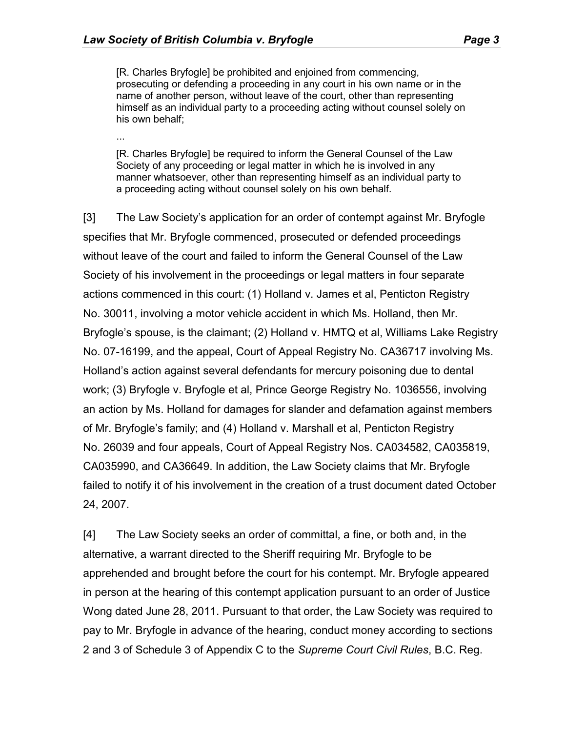> [R. Charles Bryfogle] be prohibited and enjoined from commencing, prosecuting or defending a proceeding in any court in his own name or in the name of another person, without leave of the court, other than representing himself as an individual party to a proceeding acting without counsel solely on his own behalf;
>
> ...
>
> [R. Charles Bryfogle] be required to inform the General Counsel of the Law Society of any proceeding or legal matter in which he is involved in any manner whatsoever, other than representing himself as an individual party to a proceeding acting without counsel solely on his own behalf.

[3] The Law Society's application for an order of contempt against Mr. Bryfogle specifies that Mr. Bryfogle commenced, prosecuted or defended proceedings without leave of the court and failed to inform the General Counsel of the Law Society of his involvement in the proceedings or legal matters in four separate actions commenced in this court: (1) Holland v. James et al, Penticton Registry No. 30011, involving a motor vehicle accident in which Ms. Holland, then Mr. Bryfogle's spouse, is the claimant; (2) Holland v. HMTQ et al, Williams Lake Registry No. 07-16199, and the appeal, Court of Appeal Registry No. CA36717 involving Ms. Holland's action against several defendants for mercury poisoning due to dental work; (3) Bryfogle v. Bryfogle et al, Prince George Registry No. 1036556, involving an action by Ms. Holland for damages for slander and defamation against members of Mr. Bryfogle's family; and (4) Holland v. Marshall et al, Penticton Registry No. 26039 and four appeals, Court of Appeal Registry Nos. CA034582, CA035819, CA035990, and CA36649. In addition, the Law Society claims that Mr. Bryfogle failed to notify it of his involvement in the creation of a trust document dated October 24, 2007.

[4] The Law Society seeks an order of committal, a fine, or both and, in the alternative, a warrant directed to the Sheriff requiring Mr. Bryfogle to be apprehended and brought before the court for his contempt. Mr. Bryfogle appeared in person at the hearing of this contempt application pursuant to an order of Justice Wong dated June 28, 2011. Pursuant to that order, the Law Society was required to pay to Mr. Bryfogle in advance of the hearing, conduct money according to sections 2 and 3 of Schedule 3 of Appendix C to the *Supreme Court Civil Rules*, B.C. Reg.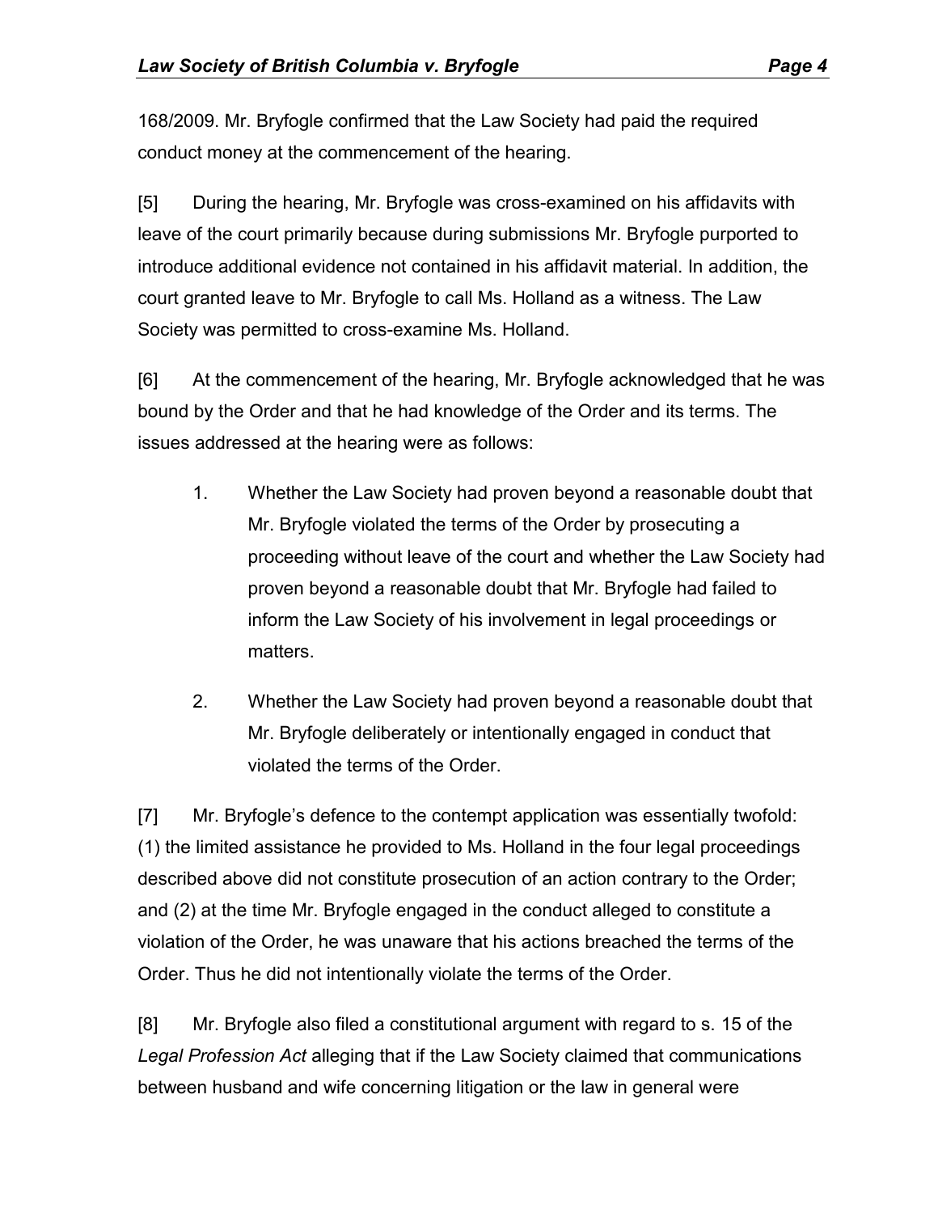168/2009. Mr. Bryfogle confirmed that the Law Society had paid the required conduct money at the commencement of the hearing.

[5] During the hearing, Mr. Bryfogle was cross-examined on his affidavits with leave of the court primarily because during submissions Mr. Bryfogle purported to introduce additional evidence not contained in his affidavit material. In addition, the court granted leave to Mr. Bryfogle to call Ms. Holland as a witness. The Law Society was permitted to cross-examine Ms. Holland.

[6] At the commencement of the hearing, Mr. Bryfogle acknowledged that he was bound by the Order and that he had knowledge of the Order and its terms. The issues addressed at the hearing were as follows:

1. Whether the Law Society had proven beyond a reasonable doubt that Mr. Bryfogle violated the terms of the Order by prosecuting a proceeding without leave of the court and whether the Law Society had proven beyond a reasonable doubt that Mr. Bryfogle had failed to inform the Law Society of his involvement in legal proceedings or matters.

2. Whether the Law Society had proven beyond a reasonable doubt that Mr. Bryfogle deliberately or intentionally engaged in conduct that violated the terms of the Order.

[7] Mr. Bryfogle's defence to the contempt application was essentially twofold: (1) the limited assistance he provided to Ms. Holland in the four legal proceedings described above did not constitute prosecution of an action contrary to the Order; and (2) at the time Mr. Bryfogle engaged in the conduct alleged to constitute a violation of the Order, he was unaware that his actions breached the terms of the Order. Thus he did not intentionally violate the terms of the Order.

[8] Mr. Bryfogle also filed a constitutional argument with regard to s. 15 of the *Legal Profession Act* alleging that if the Law Society claimed that communications between husband and wife concerning litigation or the law in general were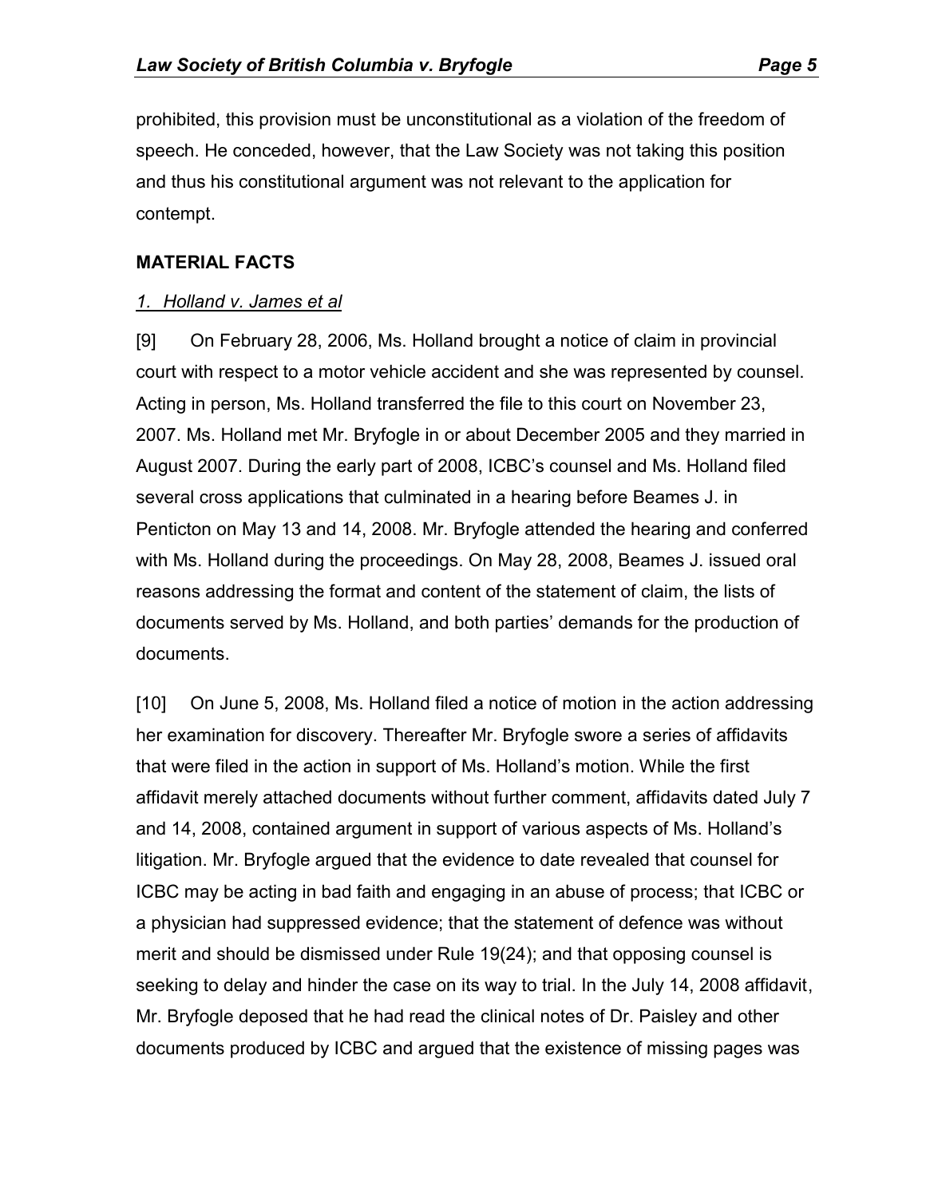prohibited, this provision must be unconstitutional as a violation of the freedom of speech. He conceded, however, that the Law Society was not taking this position and thus his constitutional argument was not relevant to the application for contempt.

## MATERIAL FACTS

### *1. Holland v. James et al*

[9] On February 28, 2006, Ms. Holland brought a notice of claim in provincial court with respect to a motor vehicle accident and she was represented by counsel. Acting in person, Ms. Holland transferred the file to this court on November 23, 2007. Ms. Holland met Mr. Bryfogle in or about December 2005 and they married in August 2007. During the early part of 2008, ICBC's counsel and Ms. Holland filed several cross applications that culminated in a hearing before Beames J. in Penticton on May 13 and 14, 2008. Mr. Bryfogle attended the hearing and conferred with Ms. Holland during the proceedings. On May 28, 2008, Beames J. issued oral reasons addressing the format and content of the statement of claim, the lists of documents served by Ms. Holland, and both parties' demands for the production of documents.

[10] On June 5, 2008, Ms. Holland filed a notice of motion in the action addressing her examination for discovery. Thereafter Mr. Bryfogle swore a series of affidavits that were filed in the action in support of Ms. Holland's motion. While the first affidavit merely attached documents without further comment, affidavits dated July 7 and 14, 2008, contained argument in support of various aspects of Ms. Holland's litigation. Mr. Bryfogle argued that the evidence to date revealed that counsel for ICBC may be acting in bad faith and engaging in an abuse of process; that ICBC or a physician had suppressed evidence; that the statement of defence was without merit and should be dismissed under Rule 19(24); and that opposing counsel is seeking to delay and hinder the case on its way to trial. In the July 14, 2008 affidavit, Mr. Bryfogle deposed that he had read the clinical notes of Dr. Paisley and other documents produced by ICBC and argued that the existence of missing pages was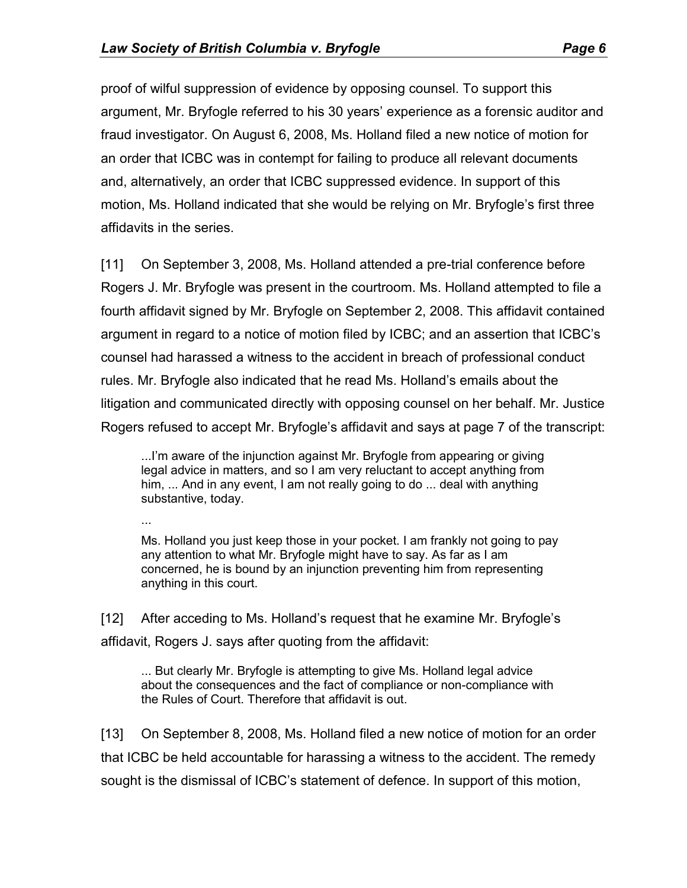proof of wilful suppression of evidence by opposing counsel. To support this argument, Mr. Bryfogle referred to his 30 years' experience as a forensic auditor and fraud investigator. On August 6, 2008, Ms. Holland filed a new notice of motion for an order that ICBC was in contempt for failing to produce all relevant documents and, alternatively, an order that ICBC suppressed evidence. In support of this motion, Ms. Holland indicated that she would be relying on Mr. Bryfogle's first three affidavits in the series.

[11] On September 3, 2008, Ms. Holland attended a pre-trial conference before Rogers J. Mr. Bryfogle was present in the courtroom. Ms. Holland attempted to file a fourth affidavit signed by Mr. Bryfogle on September 2, 2008. This affidavit contained argument in regard to a notice of motion filed by ICBC; and an assertion that ICBC's counsel had harassed a witness to the accident in breach of professional conduct rules. Mr. Bryfogle also indicated that he read Ms. Holland's emails about the litigation and communicated directly with opposing counsel on her behalf. Mr. Justice Rogers refused to accept Mr. Bryfogle's affidavit and says at page 7 of the transcript:

> ...I'm aware of the injunction against Mr. Bryfogle from appearing or giving legal advice in matters, and so I am very reluctant to accept anything from him, ... And in any event, I am not really going to do ... deal with anything substantive, today.
>
> ...
>
> Ms. Holland you just keep those in your pocket. I am frankly not going to pay any attention to what Mr. Bryfogle might have to say. As far as I am concerned, he is bound by an injunction preventing him from representing anything in this court.

[12] After acceding to Ms. Holland's request that he examine Mr. Bryfogle's affidavit, Rogers J. says after quoting from the affidavit:

> ... But clearly Mr. Bryfogle is attempting to give Ms. Holland legal advice about the consequences and the fact of compliance or non-compliance with the Rules of Court. Therefore that affidavit is out.

[13] On September 8, 2008, Ms. Holland filed a new notice of motion for an order that ICBC be held accountable for harassing a witness to the accident. The remedy sought is the dismissal of ICBC's statement of defence. In support of this motion,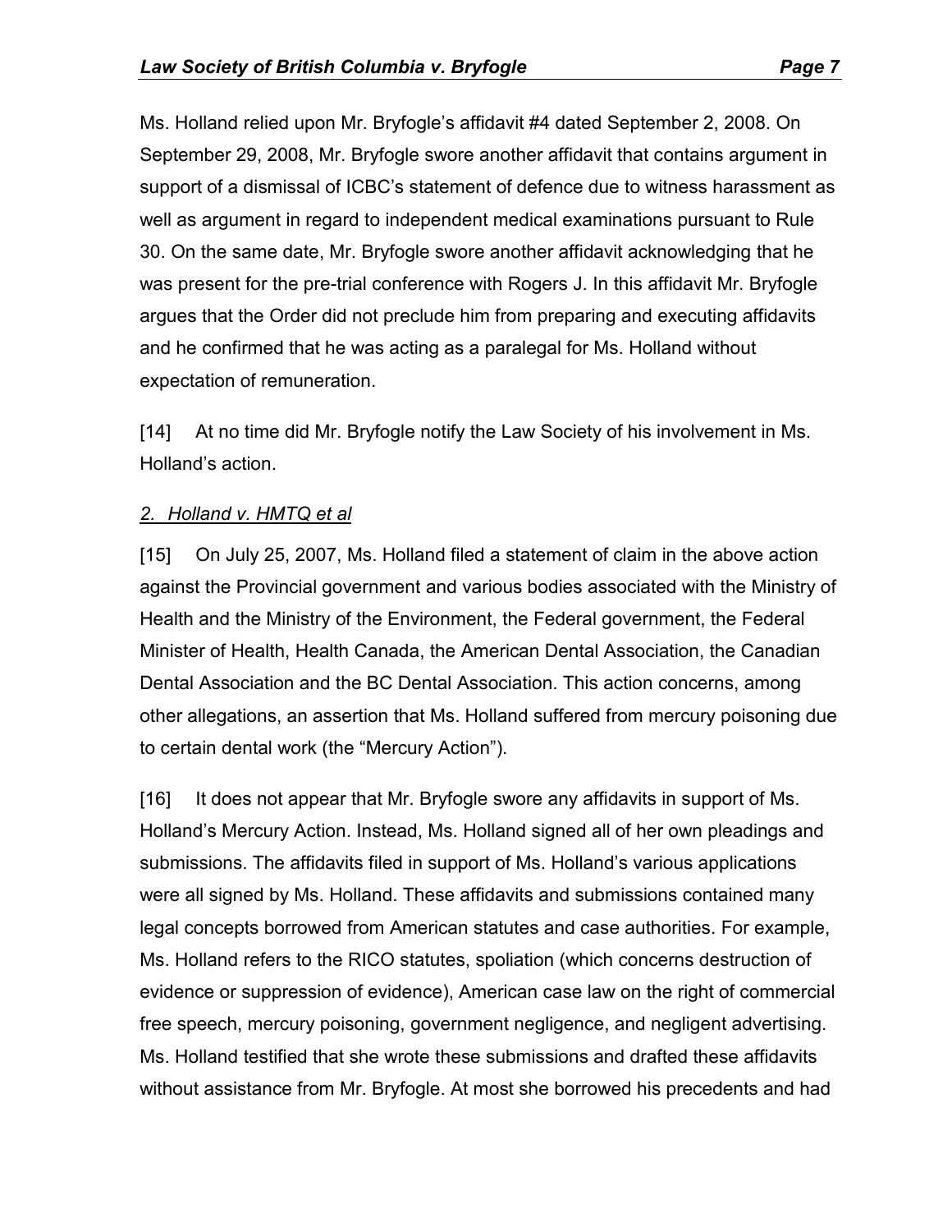Ms. Holland relied upon Mr. Bryfogle's affidavit #4 dated September 2, 2008. On September 29, 2008, Mr. Bryfogle swore another affidavit that contains argument in support of a dismissal of ICBC's statement of defence due to witness harassment as well as argument in regard to independent medical examinations pursuant to Rule 30. On the same date, Mr. Bryfogle swore another affidavit acknowledging that he was present for the pre-trial conference with Rogers J. In this affidavit Mr. Bryfogle argues that the Order did not preclude him from preparing and executing affidavits and he confirmed that he was acting as a paralegal for Ms. Holland without expectation of remuneration.

[14] At no time did Mr. Bryfogle notify the Law Society of his involvement in Ms. Holland's action.

*2. Holland v. HMTQ et al*

[15] On July 25, 2007, Ms. Holland filed a statement of claim in the above action against the Provincial government and various bodies associated with the Ministry of Health and the Ministry of the Environment, the Federal government, the Federal Minister of Health, Health Canada, the American Dental Association, the Canadian Dental Association and the BC Dental Association. This action concerns, among other allegations, an assertion that Ms. Holland suffered from mercury poisoning due to certain dental work (the "Mercury Action").

[16] It does not appear that Mr. Bryfogle swore any affidavits in support of Ms. Holland's Mercury Action. Instead, Ms. Holland signed all of her own pleadings and submissions. The affidavits filed in support of Ms. Holland's various applications were all signed by Ms. Holland. These affidavits and submissions contained many legal concepts borrowed from American statutes and case authorities. For example, Ms. Holland refers to the RICO statutes, spoliation (which concerns destruction of evidence or suppression of evidence), American case law on the right of commercial free speech, mercury poisoning, government negligence, and negligent advertising. Ms. Holland testified that she wrote these submissions and drafted these affidavits without assistance from Mr. Bryfogle. At most she borrowed his precedents and had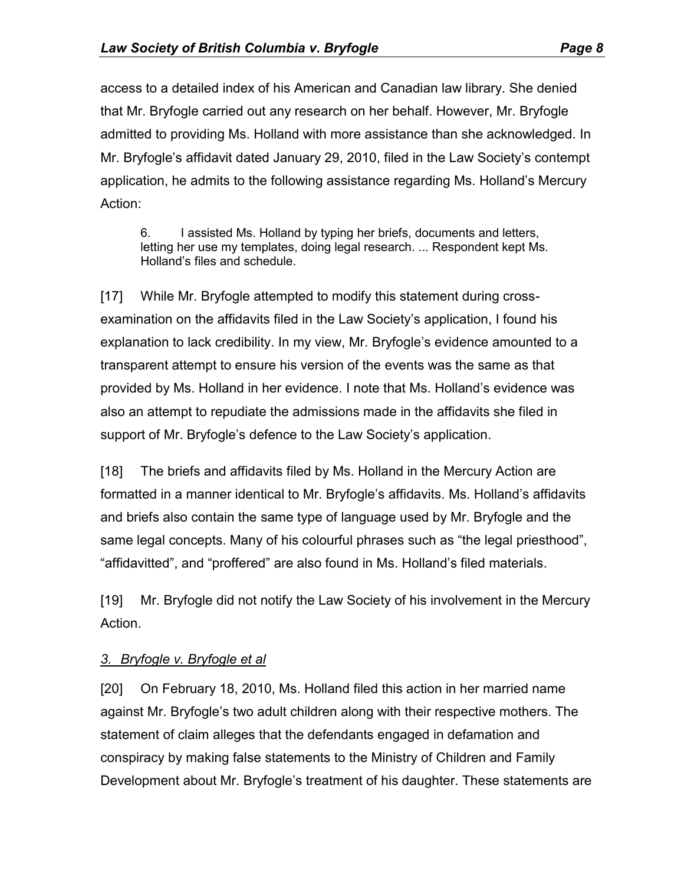access to a detailed index of his American and Canadian law library. She denied that Mr. Bryfogle carried out any research on her behalf. However, Mr. Bryfogle admitted to providing Ms. Holland with more assistance than she acknowledged. In Mr. Bryfogle's affidavit dated January 29, 2010, filed in the Law Society's contempt application, he admits to the following assistance regarding Ms. Holland's Mercury Action:

> 6. I assisted Ms. Holland by typing her briefs, documents and letters, letting her use my templates, doing legal research. ... Respondent kept Ms. Holland's files and schedule.

[17] While Mr. Bryfogle attempted to modify this statement during cross-examination on the affidavits filed in the Law Society's application, I found his explanation to lack credibility. In my view, Mr. Bryfogle's evidence amounted to a transparent attempt to ensure his version of the events was the same as that provided by Ms. Holland in her evidence. I note that Ms. Holland's evidence was also an attempt to repudiate the admissions made in the affidavits she filed in support of Mr. Bryfogle's defence to the Law Society's application.

[18] The briefs and affidavits filed by Ms. Holland in the Mercury Action are formatted in a manner identical to Mr. Bryfogle's affidavits. Ms. Holland's affidavits and briefs also contain the same type of language used by Mr. Bryfogle and the same legal concepts. Many of his colourful phrases such as "the legal priesthood", "affidavitted", and "proffered" are also found in Ms. Holland's filed materials.

[19] Mr. Bryfogle did not notify the Law Society of his involvement in the Mercury Action.

### *3. Bryfogle v. Bryfogle et al*

[20] On February 18, 2010, Ms. Holland filed this action in her married name against Mr. Bryfogle's two adult children along with their respective mothers. The statement of claim alleges that the defendants engaged in defamation and conspiracy by making false statements to the Ministry of Children and Family Development about Mr. Bryfogle's treatment of his daughter. These statements are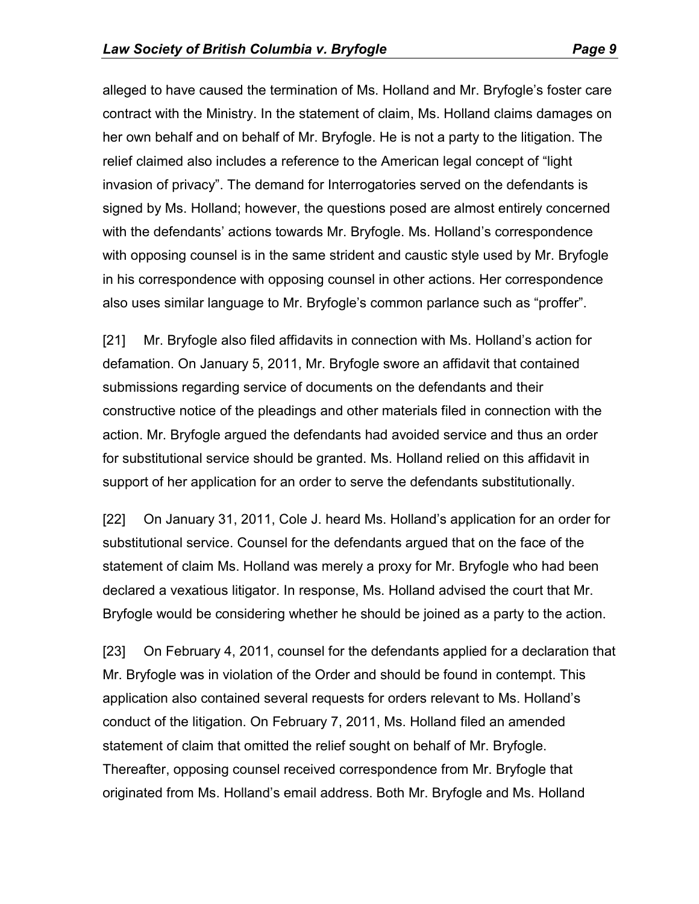alleged to have caused the termination of Ms. Holland and Mr. Bryfogle's foster care contract with the Ministry. In the statement of claim, Ms. Holland claims damages on her own behalf and on behalf of Mr. Bryfogle. He is not a party to the litigation. The relief claimed also includes a reference to the American legal concept of "light invasion of privacy". The demand for Interrogatories served on the defendants is signed by Ms. Holland; however, the questions posed are almost entirely concerned with the defendants' actions towards Mr. Bryfogle. Ms. Holland's correspondence with opposing counsel is in the same strident and caustic style used by Mr. Bryfogle in his correspondence with opposing counsel in other actions. Her correspondence also uses similar language to Mr. Bryfogle's common parlance such as "proffer".

[21] Mr. Bryfogle also filed affidavits in connection with Ms. Holland's action for defamation. On January 5, 2011, Mr. Bryfogle swore an affidavit that contained submissions regarding service of documents on the defendants and their constructive notice of the pleadings and other materials filed in connection with the action. Mr. Bryfogle argued the defendants had avoided service and thus an order for substitutional service should be granted. Ms. Holland relied on this affidavit in support of her application for an order to serve the defendants substitutionally.

[22] On January 31, 2011, Cole J. heard Ms. Holland's application for an order for substitutional service. Counsel for the defendants argued that on the face of the statement of claim Ms. Holland was merely a proxy for Mr. Bryfogle who had been declared a vexatious litigator. In response, Ms. Holland advised the court that Mr. Bryfogle would be considering whether he should be joined as a party to the action.

[23] On February 4, 2011, counsel for the defendants applied for a declaration that Mr. Bryfogle was in violation of the Order and should be found in contempt. This application also contained several requests for orders relevant to Ms. Holland's conduct of the litigation. On February 7, 2011, Ms. Holland filed an amended statement of claim that omitted the relief sought on behalf of Mr. Bryfogle. Thereafter, opposing counsel received correspondence from Mr. Bryfogle that originated from Ms. Holland's email address. Both Mr. Bryfogle and Ms. Holland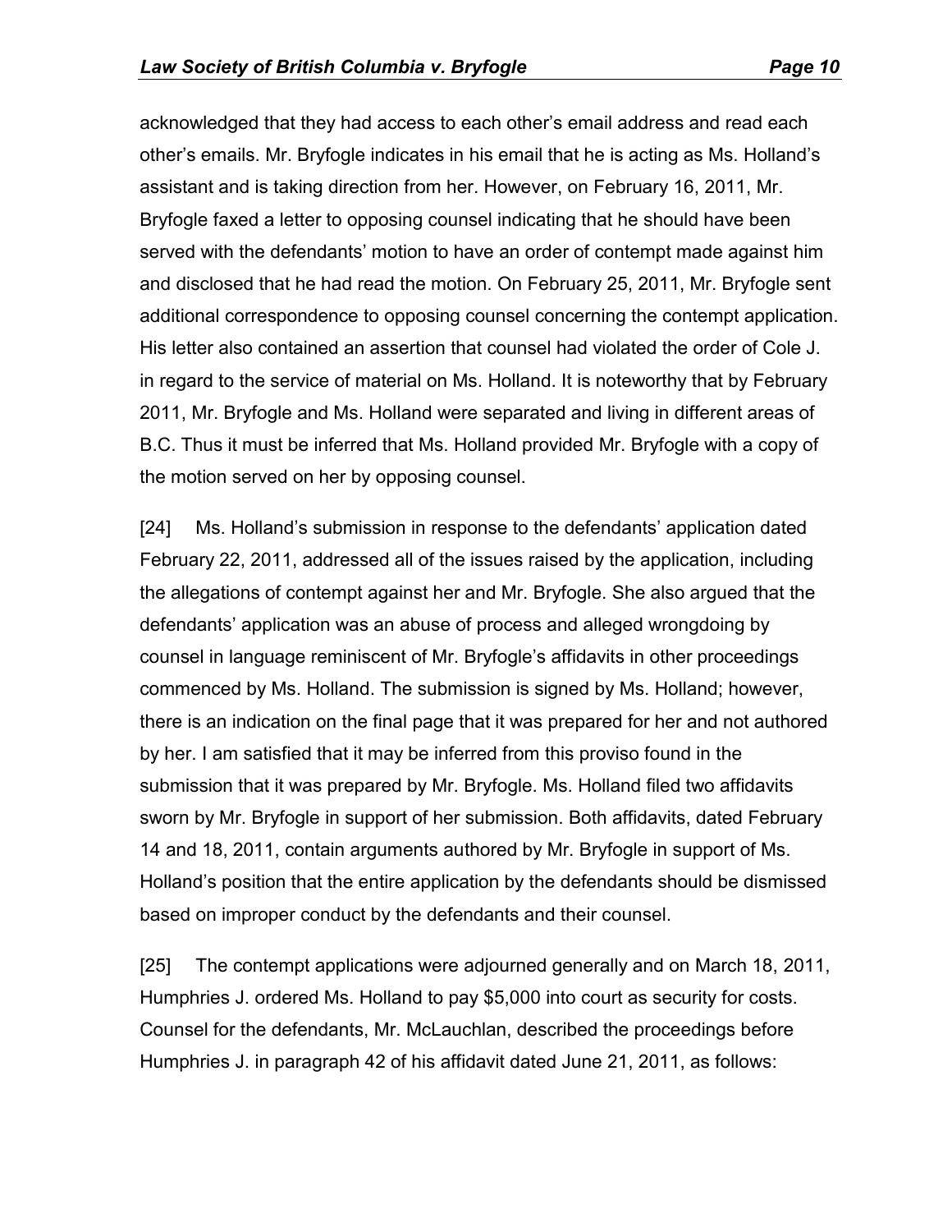acknowledged that they had access to each other's email address and read each other's emails. Mr. Bryfogle indicates in his email that he is acting as Ms. Holland's assistant and is taking direction from her. However, on February 16, 2011, Mr. Bryfogle faxed a letter to opposing counsel indicating that he should have been served with the defendants' motion to have an order of contempt made against him and disclosed that he had read the motion. On February 25, 2011, Mr. Bryfogle sent additional correspondence to opposing counsel concerning the contempt application. His letter also contained an assertion that counsel had violated the order of Cole J. in regard to the service of material on Ms. Holland. It is noteworthy that by February 2011, Mr. Bryfogle and Ms. Holland were separated and living in different areas of B.C. Thus it must be inferred that Ms. Holland provided Mr. Bryfogle with a copy of the motion served on her by opposing counsel.

[24] Ms. Holland's submission in response to the defendants' application dated February 22, 2011, addressed all of the issues raised by the application, including the allegations of contempt against her and Mr. Bryfogle. She also argued that the defendants' application was an abuse of process and alleged wrongdoing by counsel in language reminiscent of Mr. Bryfogle's affidavits in other proceedings commenced by Ms. Holland. The submission is signed by Ms. Holland; however, there is an indication on the final page that it was prepared for her and not authored by her. I am satisfied that it may be inferred from this proviso found in the submission that it was prepared by Mr. Bryfogle. Ms. Holland filed two affidavits sworn by Mr. Bryfogle in support of her submission. Both affidavits, dated February 14 and 18, 2011, contain arguments authored by Mr. Bryfogle in support of Ms. Holland's position that the entire application by the defendants should be dismissed based on improper conduct by the defendants and their counsel.

[25] The contempt applications were adjourned generally and on March 18, 2011, Humphries J. ordered Ms. Holland to pay $5,000 into court as security for costs. Counsel for the defendants, Mr. McLauchlan, described the proceedings before Humphries J. in paragraph 42 of his affidavit dated June 21, 2011, as follows: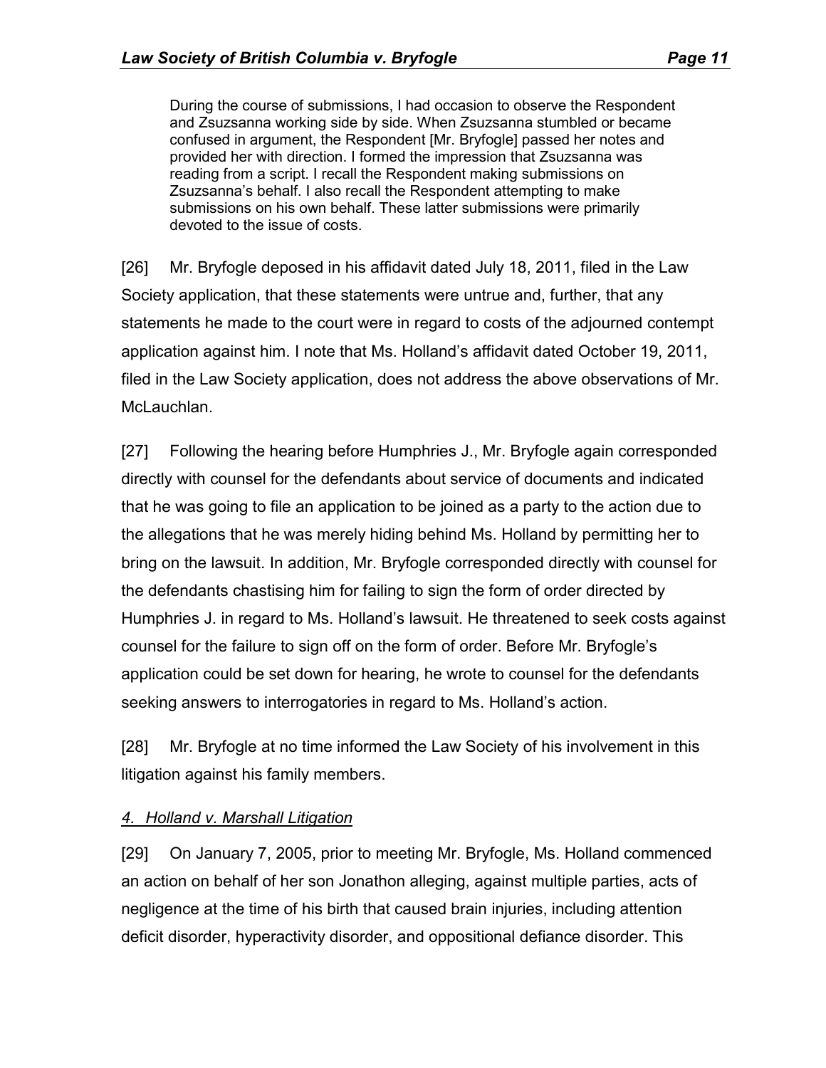> During the course of submissions, I had occasion to observe the Respondent and Zsuzsanna working side by side. When Zsuzsanna stumbled or became confused in argument, the Respondent [Mr. Bryfogle] passed her notes and provided her with direction. I formed the impression that Zsuzsanna was reading from a script. I recall the Respondent making submissions on Zsuzsanna's behalf. I also recall the Respondent attempting to make submissions on his own behalf. These latter submissions were primarily devoted to the issue of costs.

[26] Mr. Bryfogle deposed in his affidavit dated July 18, 2011, filed in the Law Society application, that these statements were untrue and, further, that any statements he made to the court were in regard to costs of the adjourned contempt application against him. I note that Ms. Holland's affidavit dated October 19, 2011, filed in the Law Society application, does not address the above observations of Mr. McLauchlan.

[27] Following the hearing before Humphries J., Mr. Bryfogle again corresponded directly with counsel for the defendants about service of documents and indicated that he was going to file an application to be joined as a party to the action due to the allegations that he was merely hiding behind Ms. Holland by permitting her to bring on the lawsuit. In addition, Mr. Bryfogle corresponded directly with counsel for the defendants chastising him for failing to sign the form of order directed by Humphries J. in regard to Ms. Holland's lawsuit. He threatened to seek costs against counsel for the failure to sign off on the form of order. Before Mr. Bryfogle's application could be set down for hearing, he wrote to counsel for the defendants seeking answers to interrogatories in regard to Ms. Holland's action.

[28] Mr. Bryfogle at no time informed the Law Society of his involvement in this litigation against his family members.

### *4. Holland v. Marshall Litigation*

[29] On January 7, 2005, prior to meeting Mr. Bryfogle, Ms. Holland commenced an action on behalf of her son Jonathon alleging, against multiple parties, acts of negligence at the time of his birth that caused brain injuries, including attention deficit disorder, hyperactivity disorder, and oppositional defiance disorder. This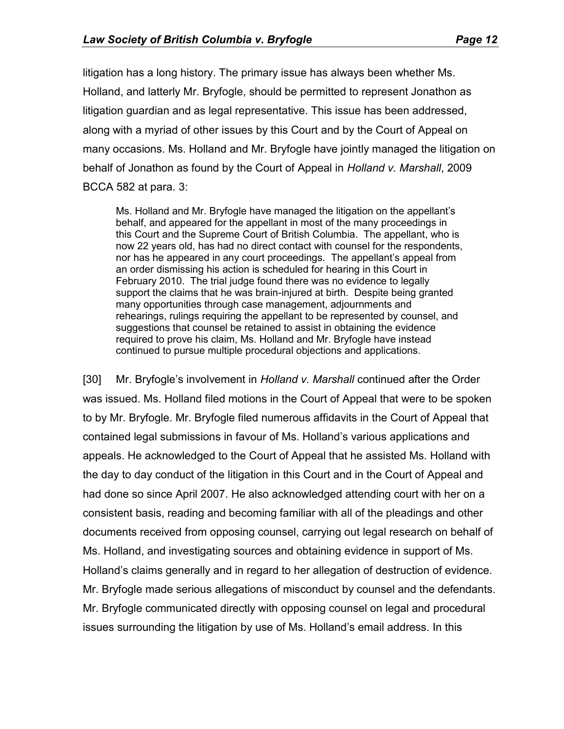litigation has a long history. The primary issue has always been whether Ms. Holland, and latterly Mr. Bryfogle, should be permitted to represent Jonathon as litigation guardian and as legal representative. This issue has been addressed, along with a myriad of other issues by this Court and by the Court of Appeal on many occasions. Ms. Holland and Mr. Bryfogle have jointly managed the litigation on behalf of Jonathon as found by the Court of Appeal in *Holland v. Marshall*, 2009 BCCA 582 at para. 3:

> Ms. Holland and Mr. Bryfogle have managed the litigation on the appellant's behalf, and appeared for the appellant in most of the many proceedings in this Court and the Supreme Court of British Columbia. The appellant, who is now 22 years old, has had no direct contact with counsel for the respondents, nor has he appeared in any court proceedings. The appellant's appeal from an order dismissing his action is scheduled for hearing in this Court in February 2010. The trial judge found there was no evidence to legally support the claims that he was brain-injured at birth. Despite being granted many opportunities through case management, adjournments and rehearings, rulings requiring the appellant to be represented by counsel, and suggestions that counsel be retained to assist in obtaining the evidence required to prove his claim, Ms. Holland and Mr. Bryfogle have instead continued to pursue multiple procedural objections and applications.

[30] Mr. Bryfogle's involvement in *Holland v. Marshall* continued after the Order was issued. Ms. Holland filed motions in the Court of Appeal that were to be spoken to by Mr. Bryfogle. Mr. Bryfogle filed numerous affidavits in the Court of Appeal that contained legal submissions in favour of Ms. Holland's various applications and appeals. He acknowledged to the Court of Appeal that he assisted Ms. Holland with the day to day conduct of the litigation in this Court and in the Court of Appeal and had done so since April 2007. He also acknowledged attending court with her on a consistent basis, reading and becoming familiar with all of the pleadings and other documents received from opposing counsel, carrying out legal research on behalf of Ms. Holland, and investigating sources and obtaining evidence in support of Ms. Holland's claims generally and in regard to her allegation of destruction of evidence. Mr. Bryfogle made serious allegations of misconduct by counsel and the defendants. Mr. Bryfogle communicated directly with opposing counsel on legal and procedural issues surrounding the litigation by use of Ms. Holland's email address. In this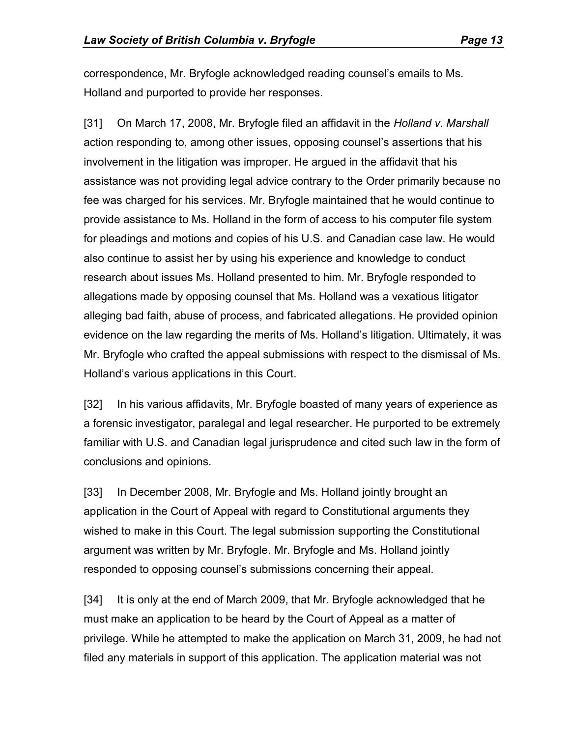correspondence, Mr. Bryfogle acknowledged reading counsel's emails to Ms. Holland and purported to provide her responses.

[31] On March 17, 2008, Mr. Bryfogle filed an affidavit in the *Holland v. Marshall* action responding to, among other issues, opposing counsel's assertions that his involvement in the litigation was improper. He argued in the affidavit that his assistance was not providing legal advice contrary to the Order primarily because no fee was charged for his services. Mr. Bryfogle maintained that he would continue to provide assistance to Ms. Holland in the form of access to his computer file system for pleadings and motions and copies of his U.S. and Canadian case law. He would also continue to assist her by using his experience and knowledge to conduct research about issues Ms. Holland presented to him. Mr. Bryfogle responded to allegations made by opposing counsel that Ms. Holland was a vexatious litigator alleging bad faith, abuse of process, and fabricated allegations. He provided opinion evidence on the law regarding the merits of Ms. Holland's litigation. Ultimately, it was Mr. Bryfogle who crafted the appeal submissions with respect to the dismissal of Ms. Holland's various applications in this Court.

[32] In his various affidavits, Mr. Bryfogle boasted of many years of experience as a forensic investigator, paralegal and legal researcher. He purported to be extremely familiar with U.S. and Canadian legal jurisprudence and cited such law in the form of conclusions and opinions.

[33] In December 2008, Mr. Bryfogle and Ms. Holland jointly brought an application in the Court of Appeal with regard to Constitutional arguments they wished to make in this Court. The legal submission supporting the Constitutional argument was written by Mr. Bryfogle. Mr. Bryfogle and Ms. Holland jointly responded to opposing counsel's submissions concerning their appeal.

[34] It is only at the end of March 2009, that Mr. Bryfogle acknowledged that he must make an application to be heard by the Court of Appeal as a matter of privilege. While he attempted to make the application on March 31, 2009, he had not filed any materials in support of this application. The application material was not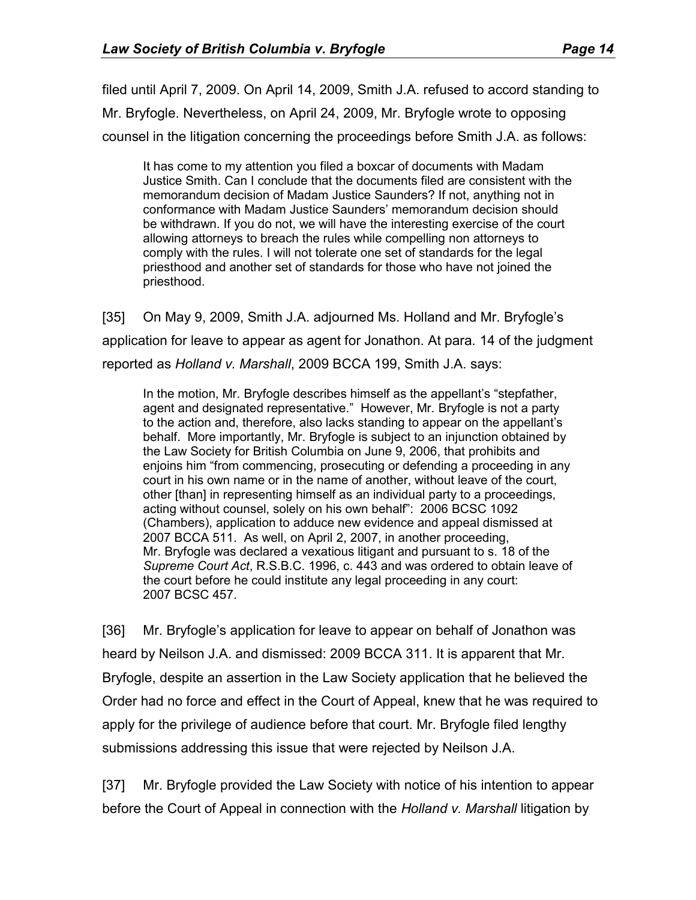filed until April 7, 2009. On April 14, 2009, Smith J.A. refused to accord standing to Mr. Bryfogle. Nevertheless, on April 24, 2009, Mr. Bryfogle wrote to opposing counsel in the litigation concerning the proceedings before Smith J.A. as follows:

> It has come to my attention you filed a boxcar of documents with Madam Justice Smith. Can I conclude that the documents filed are consistent with the memorandum decision of Madam Justice Saunders? If not, anything not in conformance with Madam Justice Saunders' memorandum decision should be withdrawn. If you do not, we will have the interesting exercise of the court allowing attorneys to breach the rules while compelling non attorneys to comply with the rules. I will not tolerate one set of standards for the legal priesthood and another set of standards for those who have not joined the priesthood.

[35] On May 9, 2009, Smith J.A. adjourned Ms. Holland and Mr. Bryfogle's application for leave to appear as agent for Jonathon. At para. 14 of the judgment reported as *Holland v. Marshall*, 2009 BCCA 199, Smith J.A. says:

> In the motion, Mr. Bryfogle describes himself as the appellant's "stepfather, agent and designated representative." However, Mr. Bryfogle is not a party to the action and, therefore, also lacks standing to appear on the appellant's behalf. More importantly, Mr. Bryfogle is subject to an injunction obtained by the Law Society for British Columbia on June 9, 2006, that prohibits and enjoins him "from commencing, prosecuting or defending a proceeding in any court in his own name or in the name of another, without leave of the court, other [than] in representing himself as an individual party to a proceedings, acting without counsel, solely on his own behalf": 2006 BCSC 1092 (Chambers), application to adduce new evidence and appeal dismissed at 2007 BCCA 511. As well, on April 2, 2007, in another proceeding, Mr. Bryfogle was declared a vexatious litigant and pursuant to s. 18 of the *Supreme Court Act*, R.S.B.C. 1996, c. 443 and was ordered to obtain leave of the court before he could institute any legal proceeding in any court: 2007 BCSC 457.

[36] Mr. Bryfogle's application for leave to appear on behalf of Jonathon was heard by Neilson J.A. and dismissed: 2009 BCCA 311. It is apparent that Mr. Bryfogle, despite an assertion in the Law Society application that he believed the Order had no force and effect in the Court of Appeal, knew that he was required to apply for the privilege of audience before that court. Mr. Bryfogle filed lengthy submissions addressing this issue that were rejected by Neilson J.A.

[37] Mr. Bryfogle provided the Law Society with notice of his intention to appear before the Court of Appeal in connection with the *Holland v. Marshall* litigation by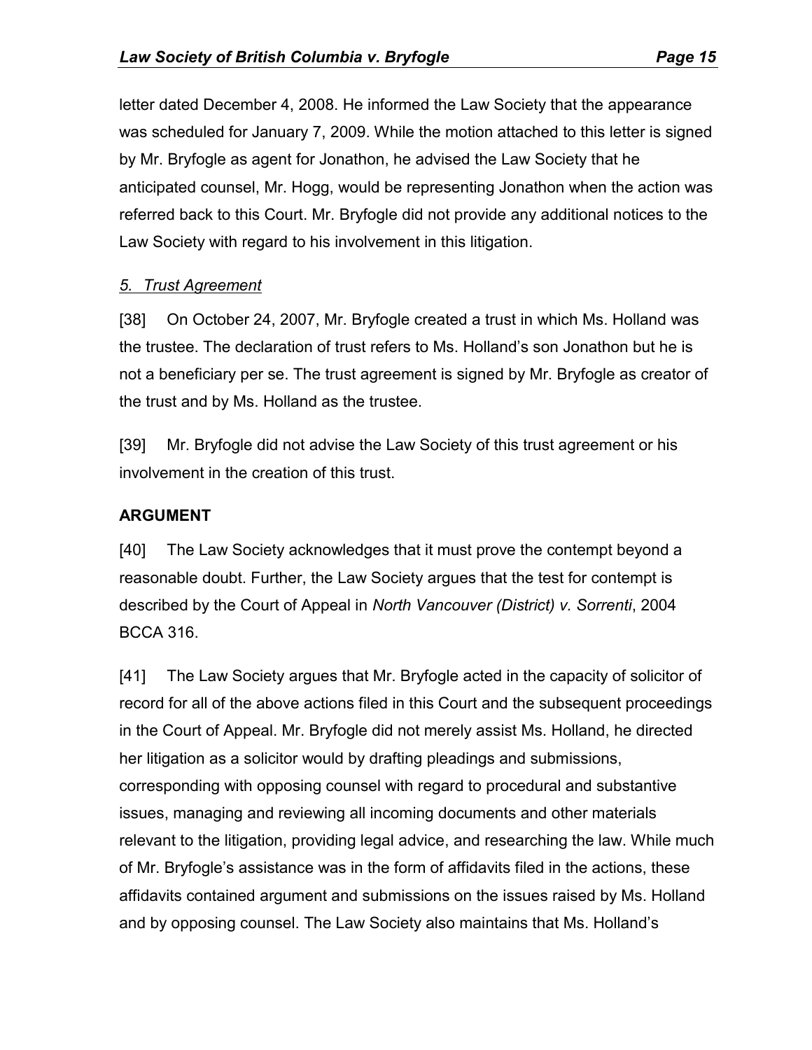letter dated December 4, 2008. He informed the Law Society that the appearance was scheduled for January 7, 2009. While the motion attached to this letter is signed by Mr. Bryfogle as agent for Jonathon, he advised the Law Society that he anticipated counsel, Mr. Hogg, would be representing Jonathon when the action was referred back to this Court. Mr. Bryfogle did not provide any additional notices to the Law Society with regard to his involvement in this litigation.

*5. Trust Agreement*

[38] On October 24, 2007, Mr. Bryfogle created a trust in which Ms. Holland was the trustee. The declaration of trust refers to Ms. Holland's son Jonathon but he is not a beneficiary per se. The trust agreement is signed by Mr. Bryfogle as creator of the trust and by Ms. Holland as the trustee.

[39] Mr. Bryfogle did not advise the Law Society of this trust agreement or his involvement in the creation of this trust.

## ARGUMENT

[40] The Law Society acknowledges that it must prove the contempt beyond a reasonable doubt. Further, the Law Society argues that the test for contempt is described by the Court of Appeal in *North Vancouver (District) v. Sorrenti*, 2004 BCCA 316.

[41] The Law Society argues that Mr. Bryfogle acted in the capacity of solicitor of record for all of the above actions filed in this Court and the subsequent proceedings in the Court of Appeal. Mr. Bryfogle did not merely assist Ms. Holland, he directed her litigation as a solicitor would by drafting pleadings and submissions, corresponding with opposing counsel with regard to procedural and substantive issues, managing and reviewing all incoming documents and other materials relevant to the litigation, providing legal advice, and researching the law. While much of Mr. Bryfogle's assistance was in the form of affidavits filed in the actions, these affidavits contained argument and submissions on the issues raised by Ms. Holland and by opposing counsel. The Law Society also maintains that Ms. Holland's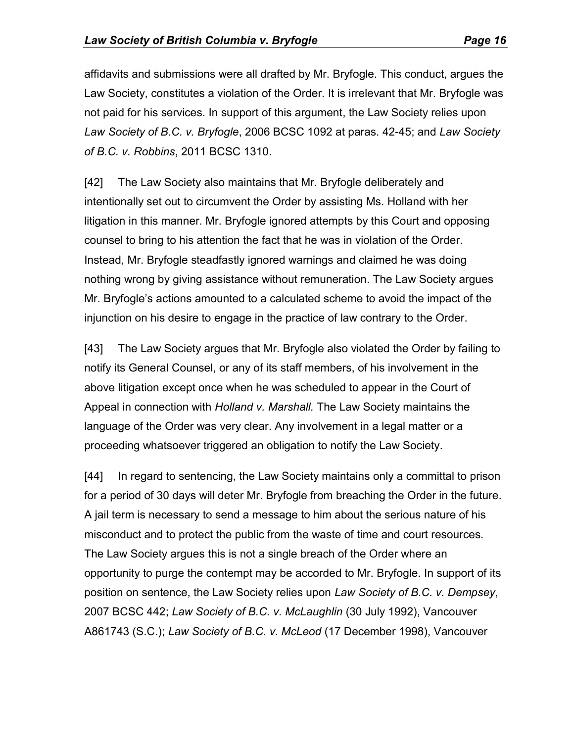affidavits and submissions were all drafted by Mr. Bryfogle. This conduct, argues the Law Society, constitutes a violation of the Order. It is irrelevant that Mr. Bryfogle was not paid for his services. In support of this argument, the Law Society relies upon *Law Society of B.C. v. Bryfogle*, 2006 BCSC 1092 at paras. 42-45; and *Law Society of B.C. v. Robbins*, 2011 BCSC 1310.

[42] The Law Society also maintains that Mr. Bryfogle deliberately and intentionally set out to circumvent the Order by assisting Ms. Holland with her litigation in this manner. Mr. Bryfogle ignored attempts by this Court and opposing counsel to bring to his attention the fact that he was in violation of the Order. Instead, Mr. Bryfogle steadfastly ignored warnings and claimed he was doing nothing wrong by giving assistance without remuneration. The Law Society argues Mr. Bryfogle's actions amounted to a calculated scheme to avoid the impact of the injunction on his desire to engage in the practice of law contrary to the Order.

[43] The Law Society argues that Mr. Bryfogle also violated the Order by failing to notify its General Counsel, or any of its staff members, of his involvement in the above litigation except once when he was scheduled to appear in the Court of Appeal in connection with *Holland v. Marshall.* The Law Society maintains the language of the Order was very clear. Any involvement in a legal matter or a proceeding whatsoever triggered an obligation to notify the Law Society.

[44] In regard to sentencing, the Law Society maintains only a committal to prison for a period of 30 days will deter Mr. Bryfogle from breaching the Order in the future. A jail term is necessary to send a message to him about the serious nature of his misconduct and to protect the public from the waste of time and court resources. The Law Society argues this is not a single breach of the Order where an opportunity to purge the contempt may be accorded to Mr. Bryfogle. In support of its position on sentence, the Law Society relies upon *Law Society of B.C. v. Dempsey*, 2007 BCSC 442; *Law Society of B.C. v. McLaughlin* (30 July 1992), Vancouver A861743 (S.C.); *Law Society of B.C. v. McLeod* (17 December 1998), Vancouver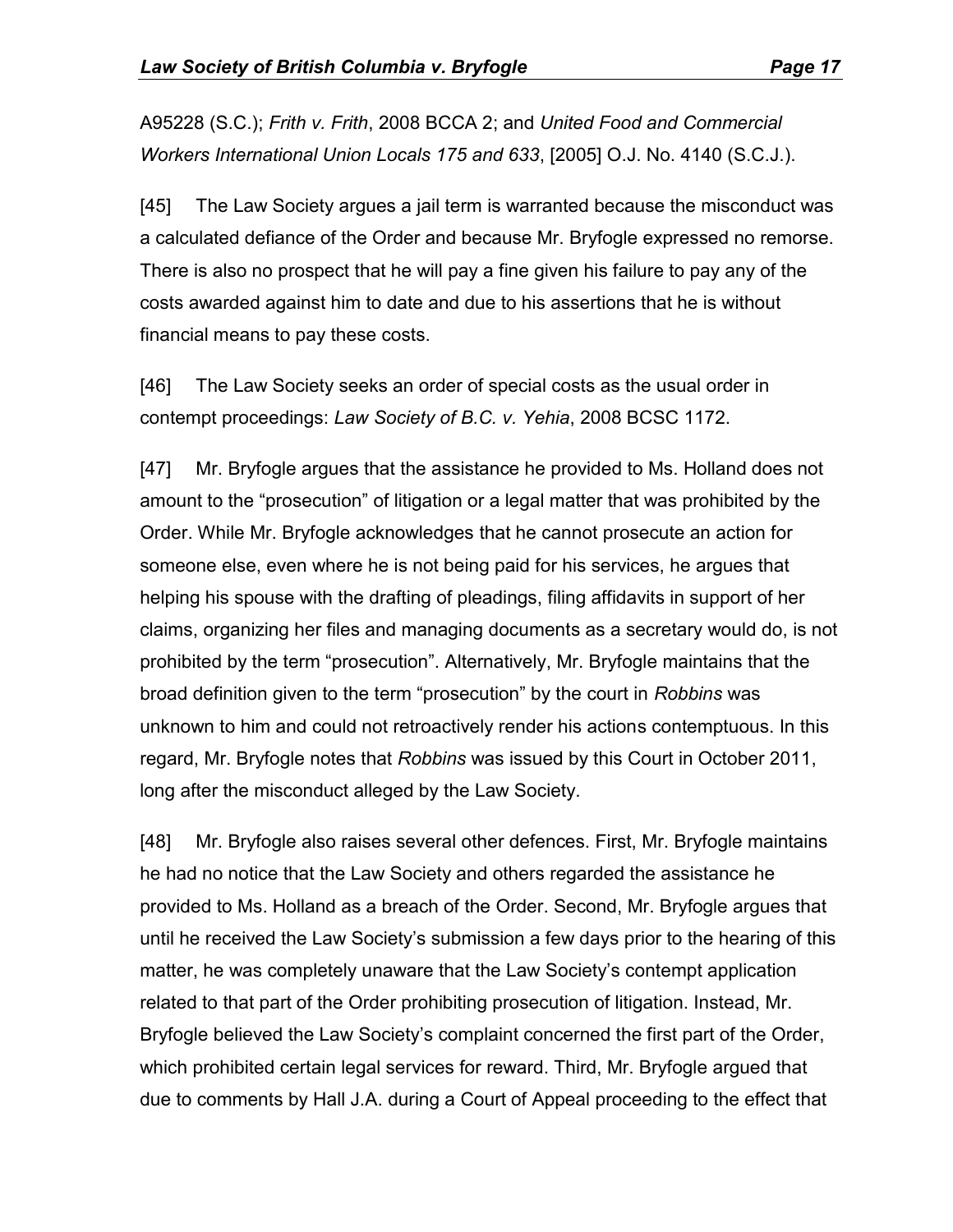A95228 (S.C.); *Frith v. Frith*, 2008 BCCA 2; and *United Food and Commercial Workers International Union Locals 175 and 633*, [2005] O.J. No. 4140 (S.C.J.).

[45] The Law Society argues a jail term is warranted because the misconduct was a calculated defiance of the Order and because Mr. Bryfogle expressed no remorse. There is also no prospect that he will pay a fine given his failure to pay any of the costs awarded against him to date and due to his assertions that he is without financial means to pay these costs.

[46] The Law Society seeks an order of special costs as the usual order in contempt proceedings: *Law Society of B.C. v. Yehia*, 2008 BCSC 1172.

[47] Mr. Bryfogle argues that the assistance he provided to Ms. Holland does not amount to the "prosecution" of litigation or a legal matter that was prohibited by the Order. While Mr. Bryfogle acknowledges that he cannot prosecute an action for someone else, even where he is not being paid for his services, he argues that helping his spouse with the drafting of pleadings, filing affidavits in support of her claims, organizing her files and managing documents as a secretary would do, is not prohibited by the term "prosecution". Alternatively, Mr. Bryfogle maintains that the broad definition given to the term "prosecution" by the court in *Robbins* was unknown to him and could not retroactively render his actions contemptuous. In this regard, Mr. Bryfogle notes that *Robbins* was issued by this Court in October 2011, long after the misconduct alleged by the Law Society.

[48] Mr. Bryfogle also raises several other defences. First, Mr. Bryfogle maintains he had no notice that the Law Society and others regarded the assistance he provided to Ms. Holland as a breach of the Order. Second, Mr. Bryfogle argues that until he received the Law Society's submission a few days prior to the hearing of this matter, he was completely unaware that the Law Society's contempt application related to that part of the Order prohibiting prosecution of litigation. Instead, Mr. Bryfogle believed the Law Society's complaint concerned the first part of the Order, which prohibited certain legal services for reward. Third, Mr. Bryfogle argued that due to comments by Hall J.A. during a Court of Appeal proceeding to the effect that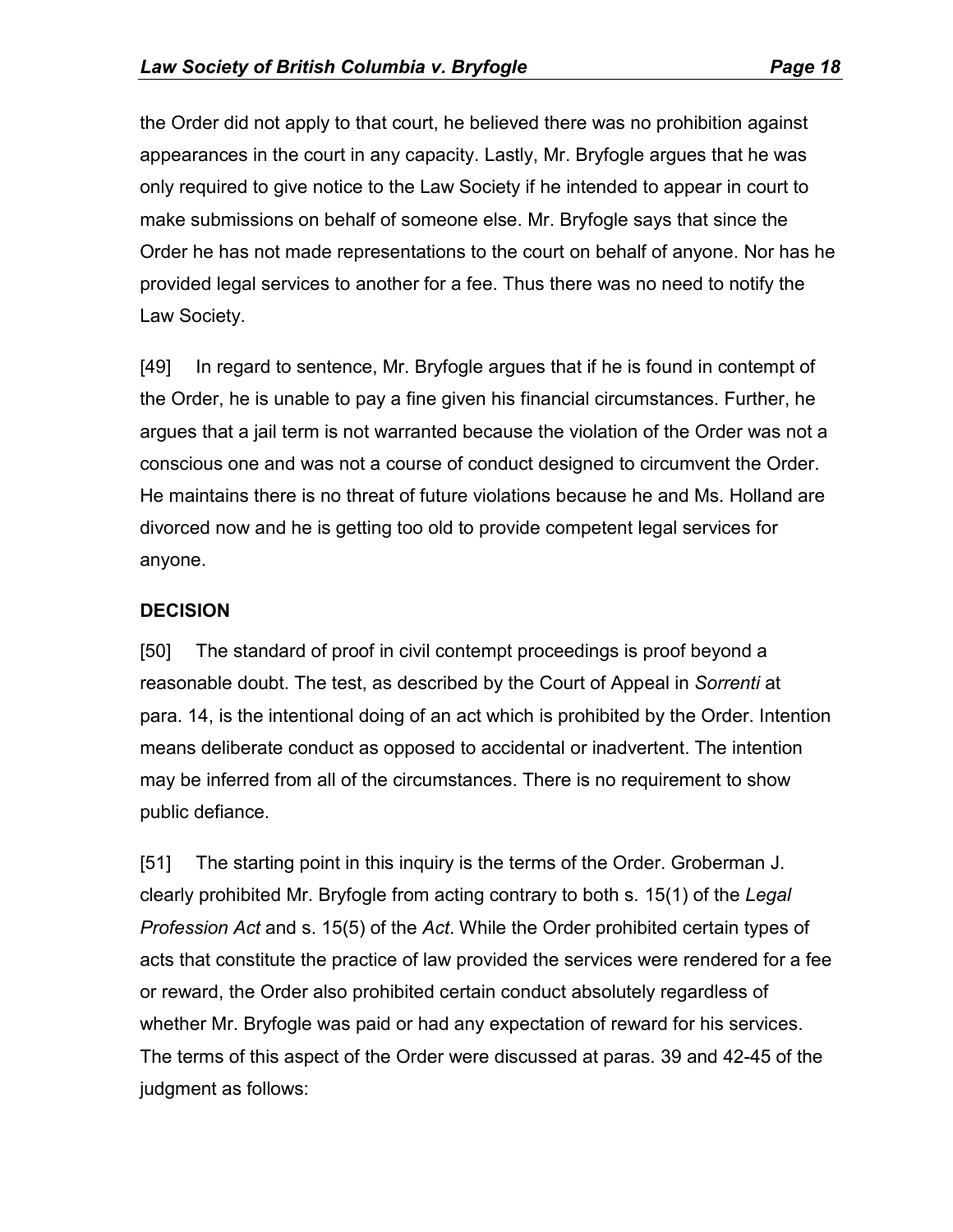the Order did not apply to that court, he believed there was no prohibition against appearances in the court in any capacity. Lastly, Mr. Bryfogle argues that he was only required to give notice to the Law Society if he intended to appear in court to make submissions on behalf of someone else. Mr. Bryfogle says that since the Order he has not made representations to the court on behalf of anyone. Nor has he provided legal services to another for a fee. Thus there was no need to notify the Law Society.

[49] In regard to sentence, Mr. Bryfogle argues that if he is found in contempt of the Order, he is unable to pay a fine given his financial circumstances. Further, he argues that a jail term is not warranted because the violation of the Order was not a conscious one and was not a course of conduct designed to circumvent the Order. He maintains there is no threat of future violations because he and Ms. Holland are divorced now and he is getting too old to provide competent legal services for anyone.

## DECISION

[50] The standard of proof in civil contempt proceedings is proof beyond a reasonable doubt. The test, as described by the Court of Appeal in *Sorrenti* at para. 14, is the intentional doing of an act which is prohibited by the Order. Intention means deliberate conduct as opposed to accidental or inadvertent. The intention may be inferred from all of the circumstances. There is no requirement to show public defiance.

[51] The starting point in this inquiry is the terms of the Order. Groberman J. clearly prohibited Mr. Bryfogle from acting contrary to both s. 15(1) of the *Legal Profession Act* and s. 15(5) of the *Act*. While the Order prohibited certain types of acts that constitute the practice of law provided the services were rendered for a fee or reward, the Order also prohibited certain conduct absolutely regardless of whether Mr. Bryfogle was paid or had any expectation of reward for his services. The terms of this aspect of the Order were discussed at paras. 39 and 42-45 of the judgment as follows: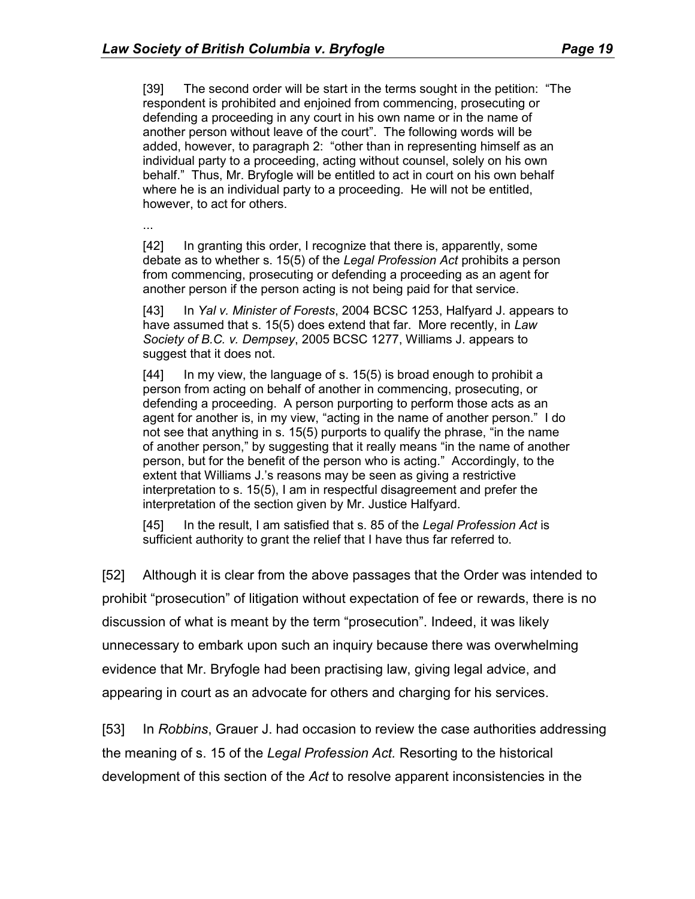> [39] The second order will be start in the terms sought in the petition: "The respondent is prohibited and enjoined from commencing, prosecuting or defending a proceeding in any court in his own name or in the name of another person without leave of the court". The following words will be added, however, to paragraph 2: "other than in representing himself as an individual party to a proceeding, acting without counsel, solely on his own behalf." Thus, Mr. Bryfogle will be entitled to act in court on his own behalf where he is an individual party to a proceeding. He will not be entitled, however, to act for others.
>
> ...
>
> [42] In granting this order, I recognize that there is, apparently, some debate as to whether s. 15(5) of the *Legal Profession Act* prohibits a person from commencing, prosecuting or defending a proceeding as an agent for another person if the person acting is not being paid for that service.
>
> [43] In *Yal v. Minister of Forests*, 2004 BCSC 1253, Halfyard J. appears to have assumed that s. 15(5) does extend that far. More recently, in *Law Society of B.C. v. Dempsey*, 2005 BCSC 1277, Williams J. appears to suggest that it does not.
>
> [44] In my view, the language of s. 15(5) is broad enough to prohibit a person from acting on behalf of another in commencing, prosecuting, or defending a proceeding. A person purporting to perform those acts as an agent for another is, in my view, "acting in the name of another person." I do not see that anything in s. 15(5) purports to qualify the phrase, "in the name of another person," by suggesting that it really means "in the name of another person, but for the benefit of the person who is acting." Accordingly, to the extent that Williams J.'s reasons may be seen as giving a restrictive interpretation to s. 15(5), I am in respectful disagreement and prefer the interpretation of the section given by Mr. Justice Halfyard.
>
> [45] In the result, I am satisfied that s. 85 of the *Legal Profession Act* is sufficient authority to grant the relief that I have thus far referred to.

[52] Although it is clear from the above passages that the Order was intended to prohibit "prosecution" of litigation without expectation of fee or rewards, there is no discussion of what is meant by the term "prosecution". Indeed, it was likely unnecessary to embark upon such an inquiry because there was overwhelming evidence that Mr. Bryfogle had been practising law, giving legal advice, and appearing in court as an advocate for others and charging for his services.

[53] In *Robbins*, Grauer J. had occasion to review the case authorities addressing the meaning of s. 15 of the *Legal Profession Act.* Resorting to the historical development of this section of the *Act* to resolve apparent inconsistencies in the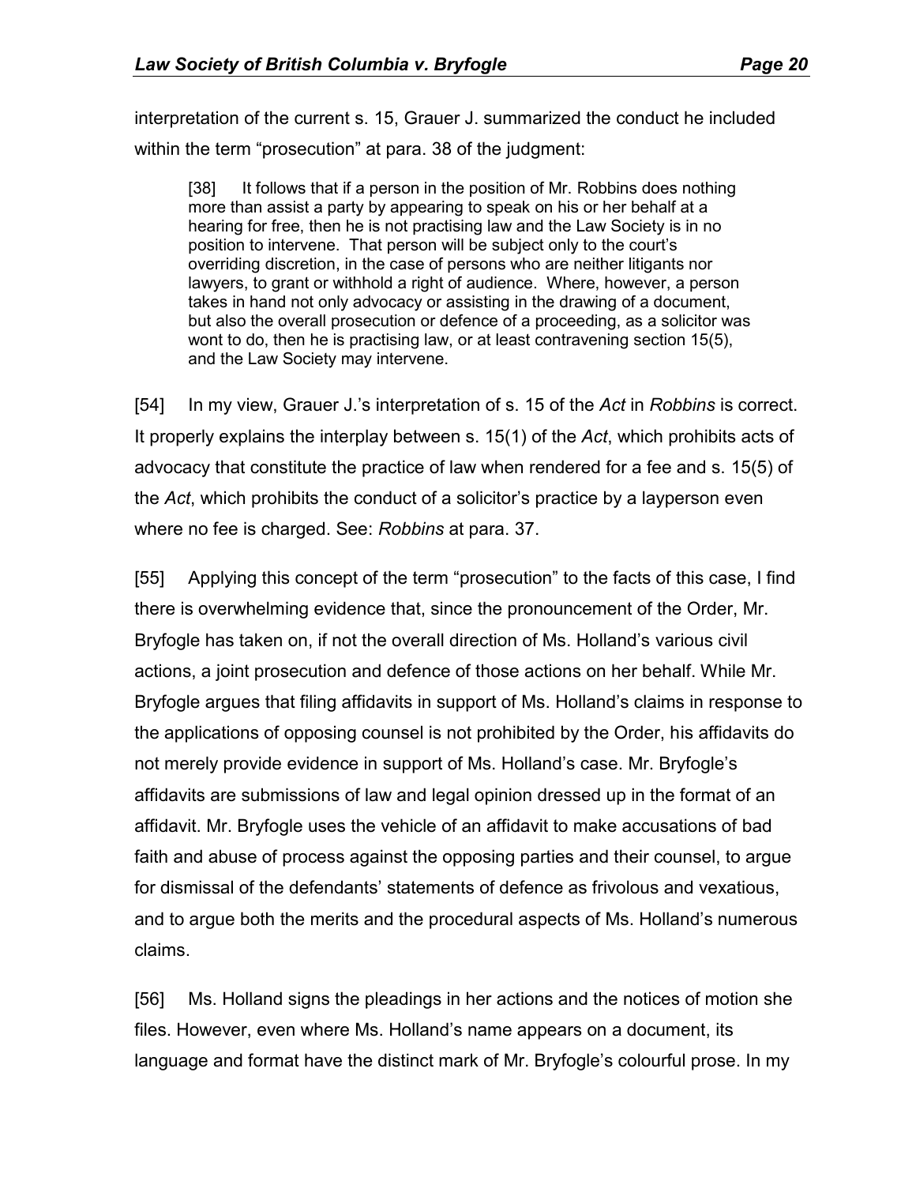interpretation of the current s. 15, Grauer J. summarized the conduct he included within the term "prosecution" at para. 38 of the judgment:

> [38] It follows that if a person in the position of Mr. Robbins does nothing more than assist a party by appearing to speak on his or her behalf at a hearing for free, then he is not practising law and the Law Society is in no position to intervene. That person will be subject only to the court's overriding discretion, in the case of persons who are neither litigants nor lawyers, to grant or withhold a right of audience. Where, however, a person takes in hand not only advocacy or assisting in the drawing of a document, but also the overall prosecution or defence of a proceeding, as a solicitor was wont to do, then he is practising law, or at least contravening section 15(5), and the Law Society may intervene.

[54] In my view, Grauer J.'s interpretation of s. 15 of the *Act* in *Robbins* is correct. It properly explains the interplay between s. 15(1) of the *Act*, which prohibits acts of advocacy that constitute the practice of law when rendered for a fee and s. 15(5) of the *Act*, which prohibits the conduct of a solicitor's practice by a layperson even where no fee is charged. See: *Robbins* at para. 37.

[55] Applying this concept of the term "prosecution" to the facts of this case, I find there is overwhelming evidence that, since the pronouncement of the Order, Mr. Bryfogle has taken on, if not the overall direction of Ms. Holland's various civil actions, a joint prosecution and defence of those actions on her behalf. While Mr. Bryfogle argues that filing affidavits in support of Ms. Holland's claims in response to the applications of opposing counsel is not prohibited by the Order, his affidavits do not merely provide evidence in support of Ms. Holland's case. Mr. Bryfogle's affidavits are submissions of law and legal opinion dressed up in the format of an affidavit. Mr. Bryfogle uses the vehicle of an affidavit to make accusations of bad faith and abuse of process against the opposing parties and their counsel, to argue for dismissal of the defendants' statements of defence as frivolous and vexatious, and to argue both the merits and the procedural aspects of Ms. Holland's numerous claims.

[56] Ms. Holland signs the pleadings in her actions and the notices of motion she files. However, even where Ms. Holland's name appears on a document, its language and format have the distinct mark of Mr. Bryfogle's colourful prose. In my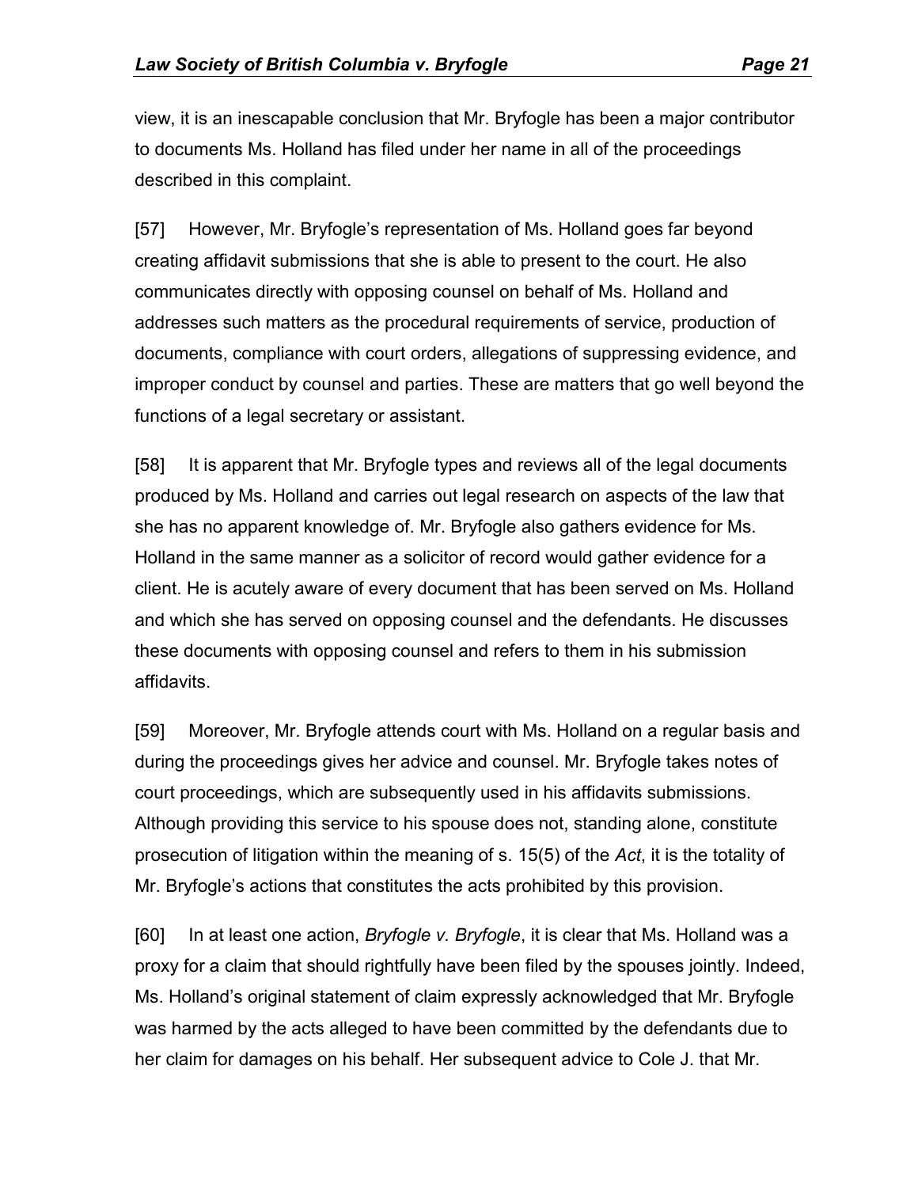view, it is an inescapable conclusion that Mr. Bryfogle has been a major contributor to documents Ms. Holland has filed under her name in all of the proceedings described in this complaint.

[57] However, Mr. Bryfogle's representation of Ms. Holland goes far beyond creating affidavit submissions that she is able to present to the court. He also communicates directly with opposing counsel on behalf of Ms. Holland and addresses such matters as the procedural requirements of service, production of documents, compliance with court orders, allegations of suppressing evidence, and improper conduct by counsel and parties. These are matters that go well beyond the functions of a legal secretary or assistant.

[58] It is apparent that Mr. Bryfogle types and reviews all of the legal documents produced by Ms. Holland and carries out legal research on aspects of the law that she has no apparent knowledge of. Mr. Bryfogle also gathers evidence for Ms. Holland in the same manner as a solicitor of record would gather evidence for a client. He is acutely aware of every document that has been served on Ms. Holland and which she has served on opposing counsel and the defendants. He discusses these documents with opposing counsel and refers to them in his submission affidavits.

[59] Moreover, Mr. Bryfogle attends court with Ms. Holland on a regular basis and during the proceedings gives her advice and counsel. Mr. Bryfogle takes notes of court proceedings, which are subsequently used in his affidavits submissions. Although providing this service to his spouse does not, standing alone, constitute prosecution of litigation within the meaning of s. 15(5) of the *Act*, it is the totality of Mr. Bryfogle's actions that constitutes the acts prohibited by this provision.

[60] In at least one action, *Bryfogle v. Bryfogle*, it is clear that Ms. Holland was a proxy for a claim that should rightfully have been filed by the spouses jointly. Indeed, Ms. Holland's original statement of claim expressly acknowledged that Mr. Bryfogle was harmed by the acts alleged to have been committed by the defendants due to her claim for damages on his behalf. Her subsequent advice to Cole J. that Mr.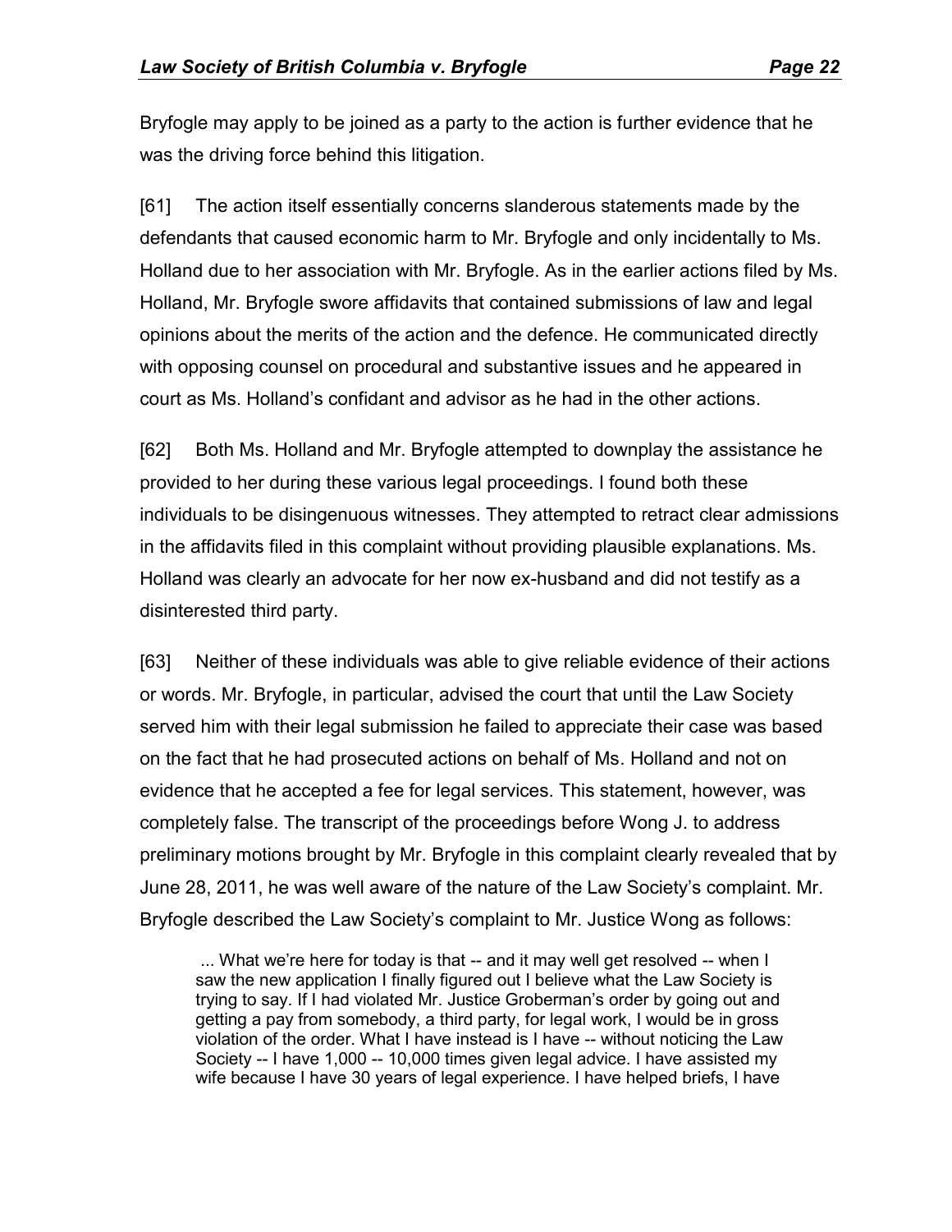Bryfogle may apply to be joined as a party to the action is further evidence that he was the driving force behind this litigation.

[61] The action itself essentially concerns slanderous statements made by the defendants that caused economic harm to Mr. Bryfogle and only incidentally to Ms. Holland due to her association with Mr. Bryfogle. As in the earlier actions filed by Ms. Holland, Mr. Bryfogle swore affidavits that contained submissions of law and legal opinions about the merits of the action and the defence. He communicated directly with opposing counsel on procedural and substantive issues and he appeared in court as Ms. Holland's confidant and advisor as he had in the other actions.

[62] Both Ms. Holland and Mr. Bryfogle attempted to downplay the assistance he provided to her during these various legal proceedings. I found both these individuals to be disingenuous witnesses. They attempted to retract clear admissions in the affidavits filed in this complaint without providing plausible explanations. Ms. Holland was clearly an advocate for her now ex-husband and did not testify as a disinterested third party.

[63] Neither of these individuals was able to give reliable evidence of their actions or words. Mr. Bryfogle, in particular, advised the court that until the Law Society served him with their legal submission he failed to appreciate their case was based on the fact that he had prosecuted actions on behalf of Ms. Holland and not on evidence that he accepted a fee for legal services. This statement, however, was completely false. The transcript of the proceedings before Wong J. to address preliminary motions brought by Mr. Bryfogle in this complaint clearly revealed that by June 28, 2011, he was well aware of the nature of the Law Society's complaint. Mr. Bryfogle described the Law Society's complaint to Mr. Justice Wong as follows:

> ... What we're here for today is that -- and it may well get resolved -- when I saw the new application I finally figured out I believe what the Law Society is trying to say. If I had violated Mr. Justice Groberman's order by going out and getting a pay from somebody, a third party, for legal work, I would be in gross violation of the order. What I have instead is I have -- without noticing the Law Society -- I have 1,000 -- 10,000 times given legal advice. I have assisted my wife because I have 30 years of legal experience. I have helped briefs, I have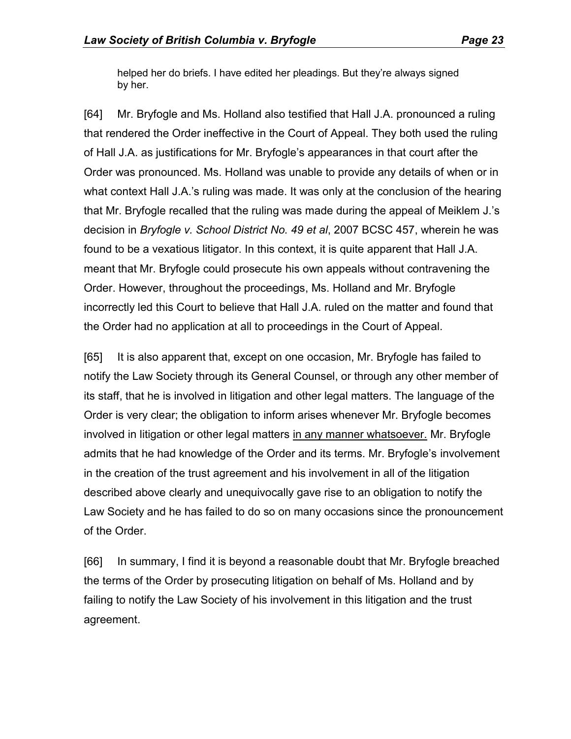> helped her do briefs. I have edited her pleadings. But they're always signed by her.

[64] Mr. Bryfogle and Ms. Holland also testified that Hall J.A. pronounced a ruling that rendered the Order ineffective in the Court of Appeal. They both used the ruling of Hall J.A. as justifications for Mr. Bryfogle's appearances in that court after the Order was pronounced. Ms. Holland was unable to provide any details of when or in what context Hall J.A.'s ruling was made. It was only at the conclusion of the hearing that Mr. Bryfogle recalled that the ruling was made during the appeal of Meiklem J.'s decision in *Bryfogle v. School District No. 49 et al*, 2007 BCSC 457, wherein he was found to be a vexatious litigator. In this context, it is quite apparent that Hall J.A. meant that Mr. Bryfogle could prosecute his own appeals without contravening the Order. However, throughout the proceedings, Ms. Holland and Mr. Bryfogle incorrectly led this Court to believe that Hall J.A. ruled on the matter and found that the Order had no application at all to proceedings in the Court of Appeal.

[65] It is also apparent that, except on one occasion, Mr. Bryfogle has failed to notify the Law Society through its General Counsel, or through any other member of its staff, that he is involved in litigation and other legal matters. The language of the Order is very clear; the obligation to inform arises whenever Mr. Bryfogle becomes involved in litigation or other legal matters <u>in any manner whatsoever.</u> Mr. Bryfogle admits that he had knowledge of the Order and its terms. Mr. Bryfogle's involvement in the creation of the trust agreement and his involvement in all of the litigation described above clearly and unequivocally gave rise to an obligation to notify the Law Society and he has failed to do so on many occasions since the pronouncement of the Order.

[66] In summary, I find it is beyond a reasonable doubt that Mr. Bryfogle breached the terms of the Order by prosecuting litigation on behalf of Ms. Holland and by failing to notify the Law Society of his involvement in this litigation and the trust agreement.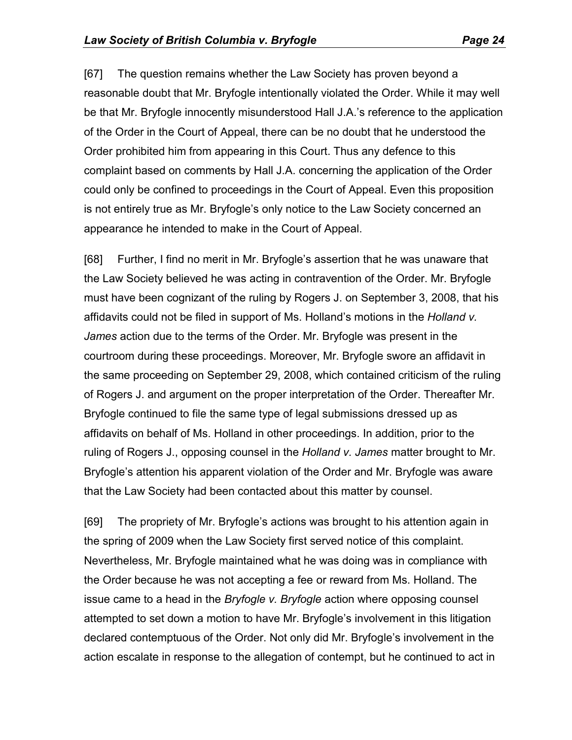[67] The question remains whether the Law Society has proven beyond a reasonable doubt that Mr. Bryfogle intentionally violated the Order. While it may well be that Mr. Bryfogle innocently misunderstood Hall J.A.'s reference to the application of the Order in the Court of Appeal, there can be no doubt that he understood the Order prohibited him from appearing in this Court. Thus any defence to this complaint based on comments by Hall J.A. concerning the application of the Order could only be confined to proceedings in the Court of Appeal. Even this proposition is not entirely true as Mr. Bryfogle's only notice to the Law Society concerned an appearance he intended to make in the Court of Appeal.

[68] Further, I find no merit in Mr. Bryfogle's assertion that he was unaware that the Law Society believed he was acting in contravention of the Order. Mr. Bryfogle must have been cognizant of the ruling by Rogers J. on September 3, 2008, that his affidavits could not be filed in support of Ms. Holland's motions in the *Holland v. James* action due to the terms of the Order. Mr. Bryfogle was present in the courtroom during these proceedings. Moreover, Mr. Bryfogle swore an affidavit in the same proceeding on September 29, 2008, which contained criticism of the ruling of Rogers J. and argument on the proper interpretation of the Order. Thereafter Mr. Bryfogle continued to file the same type of legal submissions dressed up as affidavits on behalf of Ms. Holland in other proceedings. In addition, prior to the ruling of Rogers J., opposing counsel in the *Holland v. James* matter brought to Mr. Bryfogle's attention his apparent violation of the Order and Mr. Bryfogle was aware that the Law Society had been contacted about this matter by counsel.

[69] The propriety of Mr. Bryfogle's actions was brought to his attention again in the spring of 2009 when the Law Society first served notice of this complaint. Nevertheless, Mr. Bryfogle maintained what he was doing was in compliance with the Order because he was not accepting a fee or reward from Ms. Holland. The issue came to a head in the *Bryfogle v. Bryfogle* action where opposing counsel attempted to set down a motion to have Mr. Bryfogle's involvement in this litigation declared contemptuous of the Order. Not only did Mr. Bryfogle's involvement in the action escalate in response to the allegation of contempt, but he continued to act in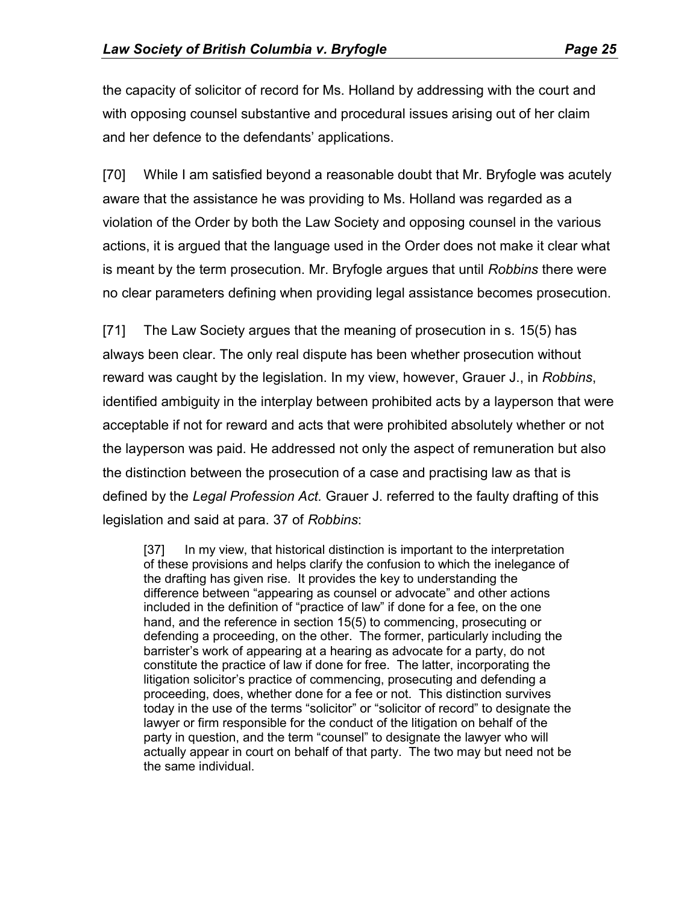the capacity of solicitor of record for Ms. Holland by addressing with the court and with opposing counsel substantive and procedural issues arising out of her claim and her defence to the defendants' applications.

[70] While I am satisfied beyond a reasonable doubt that Mr. Bryfogle was acutely aware that the assistance he was providing to Ms. Holland was regarded as a violation of the Order by both the Law Society and opposing counsel in the various actions, it is argued that the language used in the Order does not make it clear what is meant by the term prosecution. Mr. Bryfogle argues that until *Robbins* there were no clear parameters defining when providing legal assistance becomes prosecution.

[71] The Law Society argues that the meaning of prosecution in s. 15(5) has always been clear. The only real dispute has been whether prosecution without reward was caught by the legislation. In my view, however, Grauer J., in *Robbins*, identified ambiguity in the interplay between prohibited acts by a layperson that were acceptable if not for reward and acts that were prohibited absolutely whether or not the layperson was paid. He addressed not only the aspect of remuneration but also the distinction between the prosecution of a case and practising law as that is defined by the *Legal Profession Act.* Grauer J. referred to the faulty drafting of this legislation and said at para. 37 of *Robbins*:

> [37] In my view, that historical distinction is important to the interpretation of these provisions and helps clarify the confusion to which the inelegance of the drafting has given rise. It provides the key to understanding the difference between "appearing as counsel or advocate" and other actions included in the definition of "practice of law" if done for a fee, on the one hand, and the reference in section 15(5) to commencing, prosecuting or defending a proceeding, on the other. The former, particularly including the barrister's work of appearing at a hearing as advocate for a party, do not constitute the practice of law if done for free. The latter, incorporating the litigation solicitor's practice of commencing, prosecuting and defending a proceeding, does, whether done for a fee or not. This distinction survives today in the use of the terms "solicitor" or "solicitor of record" to designate the lawyer or firm responsible for the conduct of the litigation on behalf of the party in question, and the term "counsel" to designate the lawyer who will actually appear in court on behalf of that party. The two may but need not be the same individual.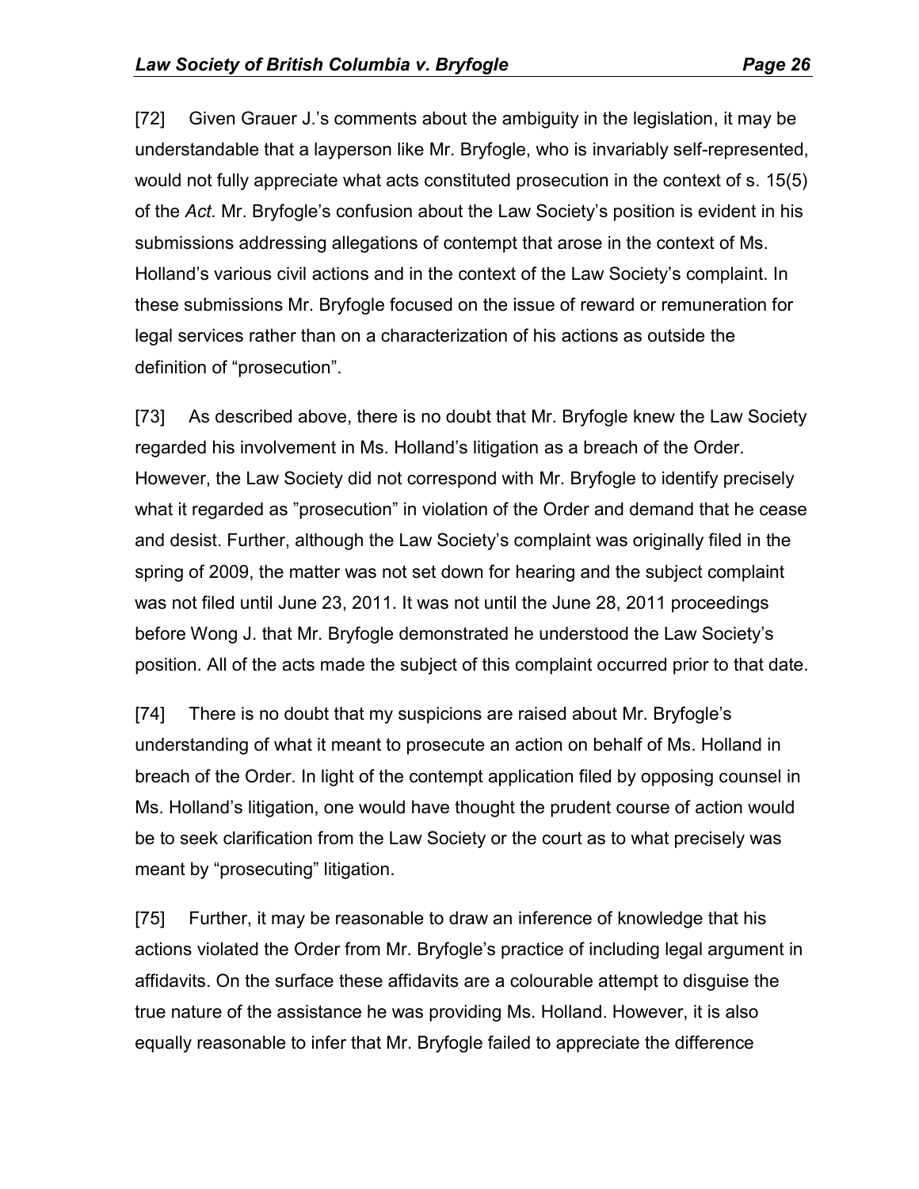[72] Given Grauer J.'s comments about the ambiguity in the legislation, it may be understandable that a layperson like Mr. Bryfogle, who is invariably self-represented, would not fully appreciate what acts constituted prosecution in the context of s. 15(5) of the *Act*. Mr. Bryfogle's confusion about the Law Society's position is evident in his submissions addressing allegations of contempt that arose in the context of Ms. Holland's various civil actions and in the context of the Law Society's complaint. In these submissions Mr. Bryfogle focused on the issue of reward or remuneration for legal services rather than on a characterization of his actions as outside the definition of "prosecution".

[73] As described above, there is no doubt that Mr. Bryfogle knew the Law Society regarded his involvement in Ms. Holland's litigation as a breach of the Order. However, the Law Society did not correspond with Mr. Bryfogle to identify precisely what it regarded as "prosecution" in violation of the Order and demand that he cease and desist. Further, although the Law Society's complaint was originally filed in the spring of 2009, the matter was not set down for hearing and the subject complaint was not filed until June 23, 2011. It was not until the June 28, 2011 proceedings before Wong J. that Mr. Bryfogle demonstrated he understood the Law Society's position. All of the acts made the subject of this complaint occurred prior to that date.

[74] There is no doubt that my suspicions are raised about Mr. Bryfogle's understanding of what it meant to prosecute an action on behalf of Ms. Holland in breach of the Order. In light of the contempt application filed by opposing counsel in Ms. Holland's litigation, one would have thought the prudent course of action would be to seek clarification from the Law Society or the court as to what precisely was meant by "prosecuting" litigation.

[75] Further, it may be reasonable to draw an inference of knowledge that his actions violated the Order from Mr. Bryfogle's practice of including legal argument in affidavits. On the surface these affidavits are a colourable attempt to disguise the true nature of the assistance he was providing Ms. Holland. However, it is also equally reasonable to infer that Mr. Bryfogle failed to appreciate the difference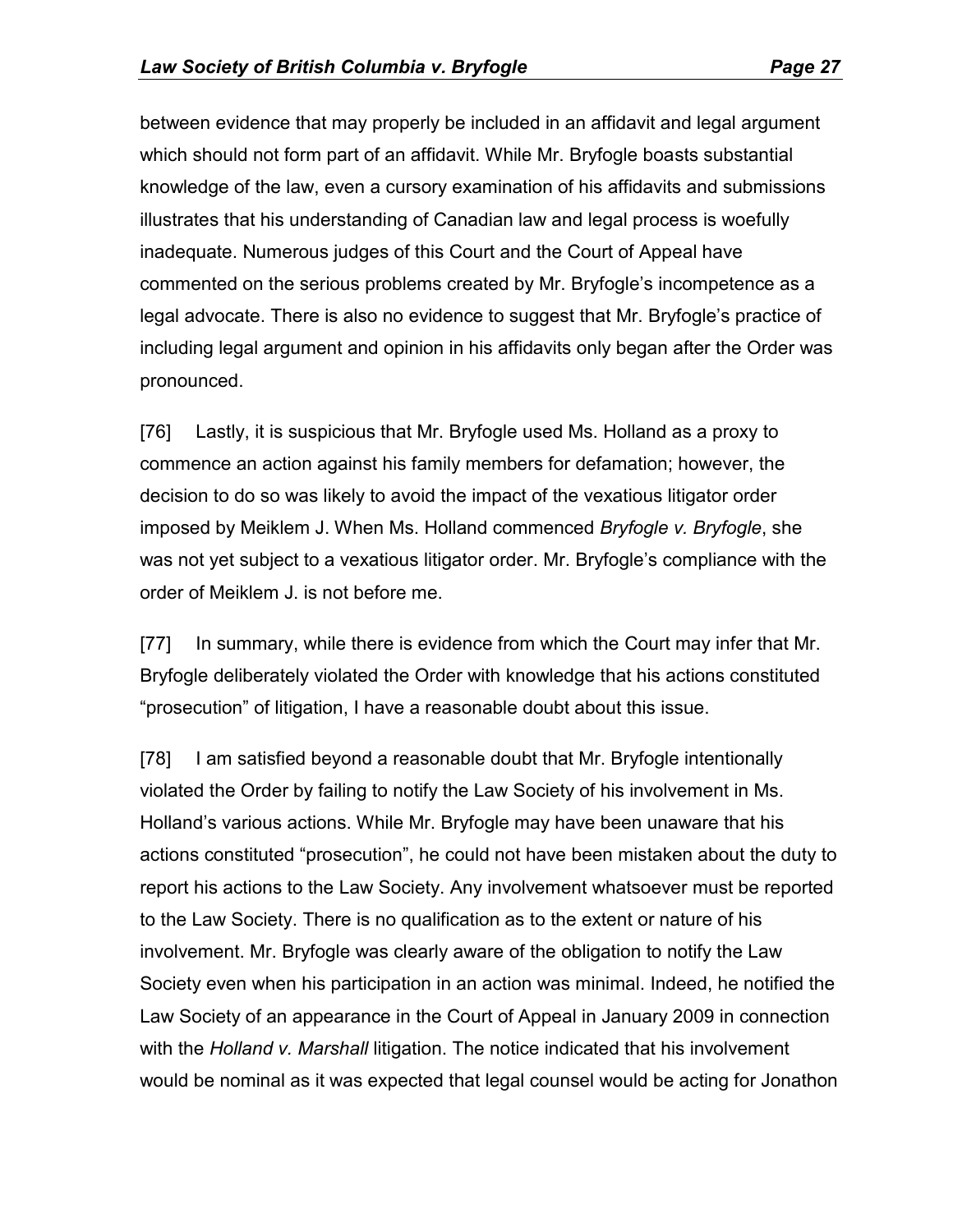between evidence that may properly be included in an affidavit and legal argument which should not form part of an affidavit. While Mr. Bryfogle boasts substantial knowledge of the law, even a cursory examination of his affidavits and submissions illustrates that his understanding of Canadian law and legal process is woefully inadequate. Numerous judges of this Court and the Court of Appeal have commented on the serious problems created by Mr. Bryfogle's incompetence as a legal advocate. There is also no evidence to suggest that Mr. Bryfogle's practice of including legal argument and opinion in his affidavits only began after the Order was pronounced.

[76] Lastly, it is suspicious that Mr. Bryfogle used Ms. Holland as a proxy to commence an action against his family members for defamation; however, the decision to do so was likely to avoid the impact of the vexatious litigator order imposed by Meiklem J. When Ms. Holland commenced *Bryfogle v. Bryfogle*, she was not yet subject to a vexatious litigator order. Mr. Bryfogle's compliance with the order of Meiklem J. is not before me.

[77] In summary, while there is evidence from which the Court may infer that Mr. Bryfogle deliberately violated the Order with knowledge that his actions constituted "prosecution" of litigation, I have a reasonable doubt about this issue.

[78] I am satisfied beyond a reasonable doubt that Mr. Bryfogle intentionally violated the Order by failing to notify the Law Society of his involvement in Ms. Holland's various actions. While Mr. Bryfogle may have been unaware that his actions constituted "prosecution", he could not have been mistaken about the duty to report his actions to the Law Society. Any involvement whatsoever must be reported to the Law Society. There is no qualification as to the extent or nature of his involvement. Mr. Bryfogle was clearly aware of the obligation to notify the Law Society even when his participation in an action was minimal. Indeed, he notified the Law Society of an appearance in the Court of Appeal in January 2009 in connection with the *Holland v. Marshall* litigation. The notice indicated that his involvement would be nominal as it was expected that legal counsel would be acting for Jonathon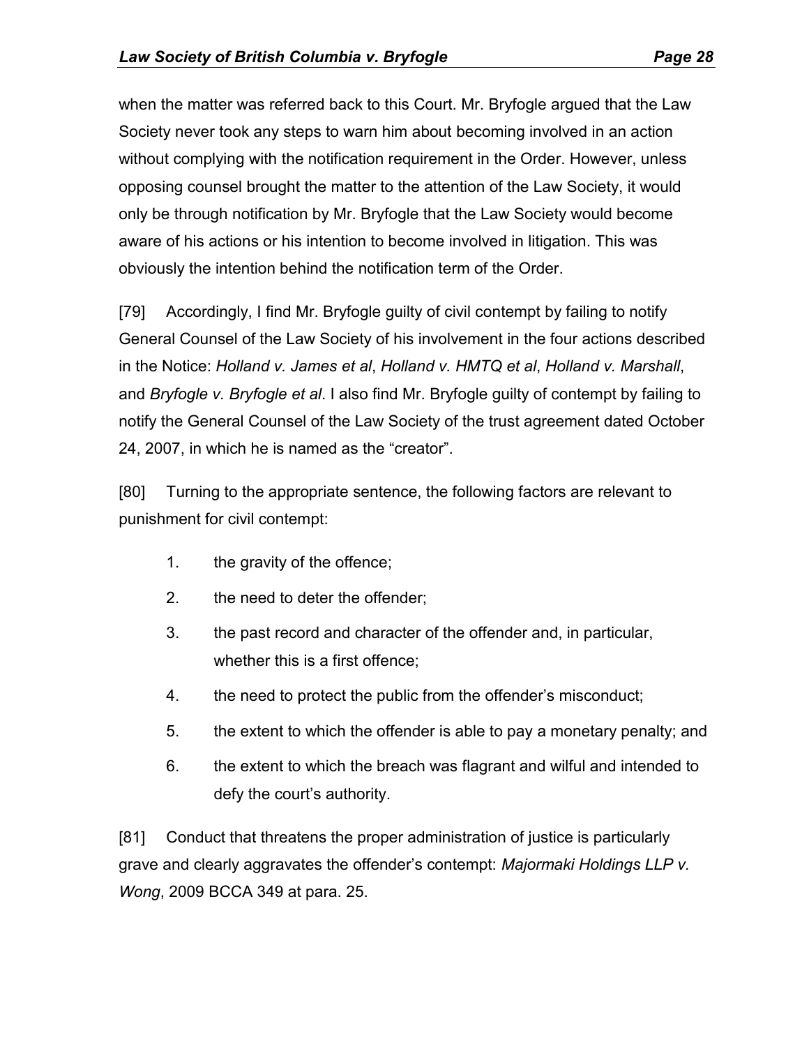when the matter was referred back to this Court. Mr. Bryfogle argued that the Law Society never took any steps to warn him about becoming involved in an action without complying with the notification requirement in the Order. However, unless opposing counsel brought the matter to the attention of the Law Society, it would only be through notification by Mr. Bryfogle that the Law Society would become aware of his actions or his intention to become involved in litigation. This was obviously the intention behind the notification term of the Order.

[79] Accordingly, I find Mr. Bryfogle guilty of civil contempt by failing to notify General Counsel of the Law Society of his involvement in the four actions described in the Notice: *Holland v. James et al*, *Holland v. HMTQ et al*, *Holland v. Marshall*, and *Bryfogle v. Bryfogle et al*. I also find Mr. Bryfogle guilty of contempt by failing to notify the General Counsel of the Law Society of the trust agreement dated October 24, 2007, in which he is named as the "creator".

[80] Turning to the appropriate sentence, the following factors are relevant to punishment for civil contempt:

1. the gravity of the offence;
2. the need to deter the offender;
3. the past record and character of the offender and, in particular, whether this is a first offence;
4. the need to protect the public from the offender's misconduct;
5. the extent to which the offender is able to pay a monetary penalty; and
6. the extent to which the breach was flagrant and wilful and intended to defy the court's authority.

[81] Conduct that threatens the proper administration of justice is particularly grave and clearly aggravates the offender's contempt: *Majormaki Holdings LLP v. Wong*, 2009 BCCA 349 at para. 25.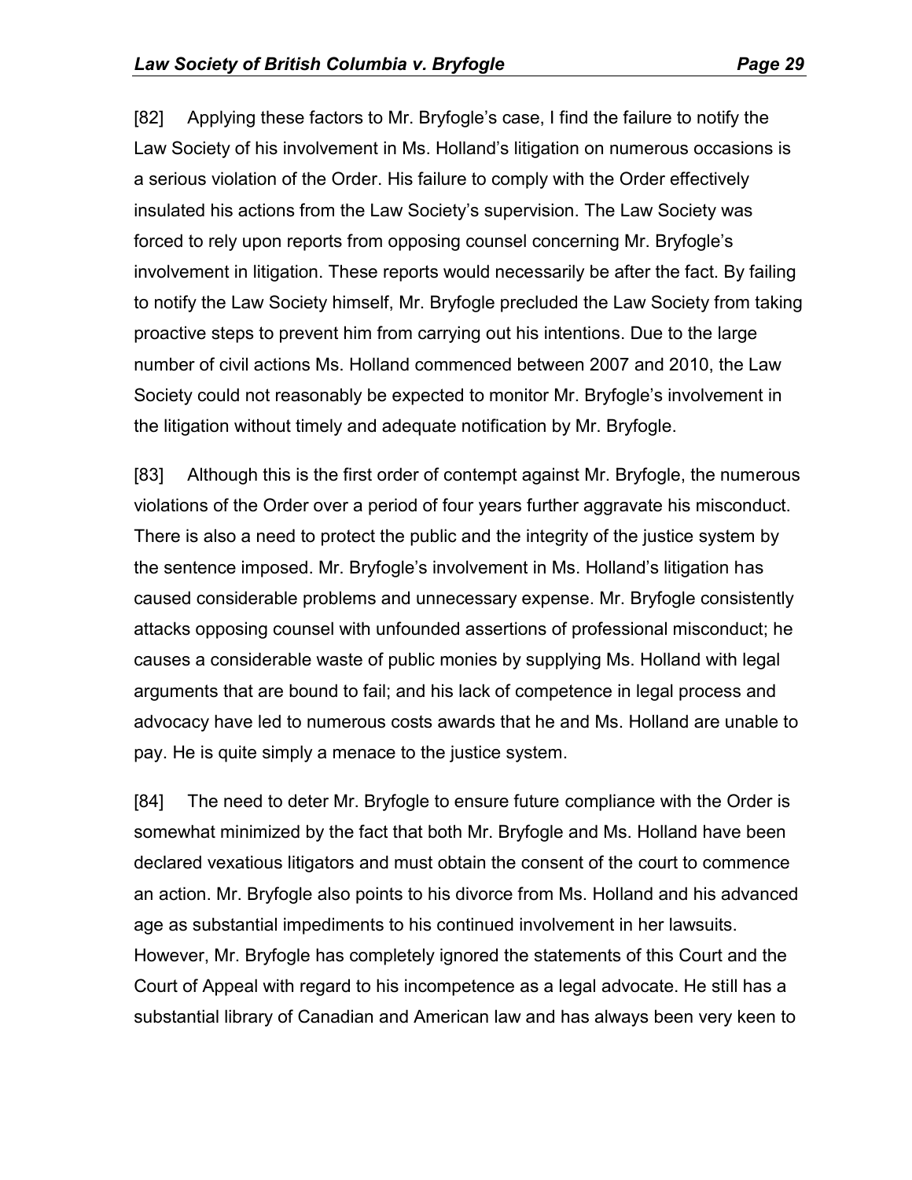[82] Applying these factors to Mr. Bryfogle's case, I find the failure to notify the Law Society of his involvement in Ms. Holland's litigation on numerous occasions is a serious violation of the Order. His failure to comply with the Order effectively insulated his actions from the Law Society's supervision. The Law Society was forced to rely upon reports from opposing counsel concerning Mr. Bryfogle's involvement in litigation. These reports would necessarily be after the fact. By failing to notify the Law Society himself, Mr. Bryfogle precluded the Law Society from taking proactive steps to prevent him from carrying out his intentions. Due to the large number of civil actions Ms. Holland commenced between 2007 and 2010, the Law Society could not reasonably be expected to monitor Mr. Bryfogle's involvement in the litigation without timely and adequate notification by Mr. Bryfogle.

[83] Although this is the first order of contempt against Mr. Bryfogle, the numerous violations of the Order over a period of four years further aggravate his misconduct. There is also a need to protect the public and the integrity of the justice system by the sentence imposed. Mr. Bryfogle's involvement in Ms. Holland's litigation has caused considerable problems and unnecessary expense. Mr. Bryfogle consistently attacks opposing counsel with unfounded assertions of professional misconduct; he causes a considerable waste of public monies by supplying Ms. Holland with legal arguments that are bound to fail; and his lack of competence in legal process and advocacy have led to numerous costs awards that he and Ms. Holland are unable to pay. He is quite simply a menace to the justice system.

[84] The need to deter Mr. Bryfogle to ensure future compliance with the Order is somewhat minimized by the fact that both Mr. Bryfogle and Ms. Holland have been declared vexatious litigators and must obtain the consent of the court to commence an action. Mr. Bryfogle also points to his divorce from Ms. Holland and his advanced age as substantial impediments to his continued involvement in her lawsuits. However, Mr. Bryfogle has completely ignored the statements of this Court and the Court of Appeal with regard to his incompetence as a legal advocate. He still has a substantial library of Canadian and American law and has always been very keen to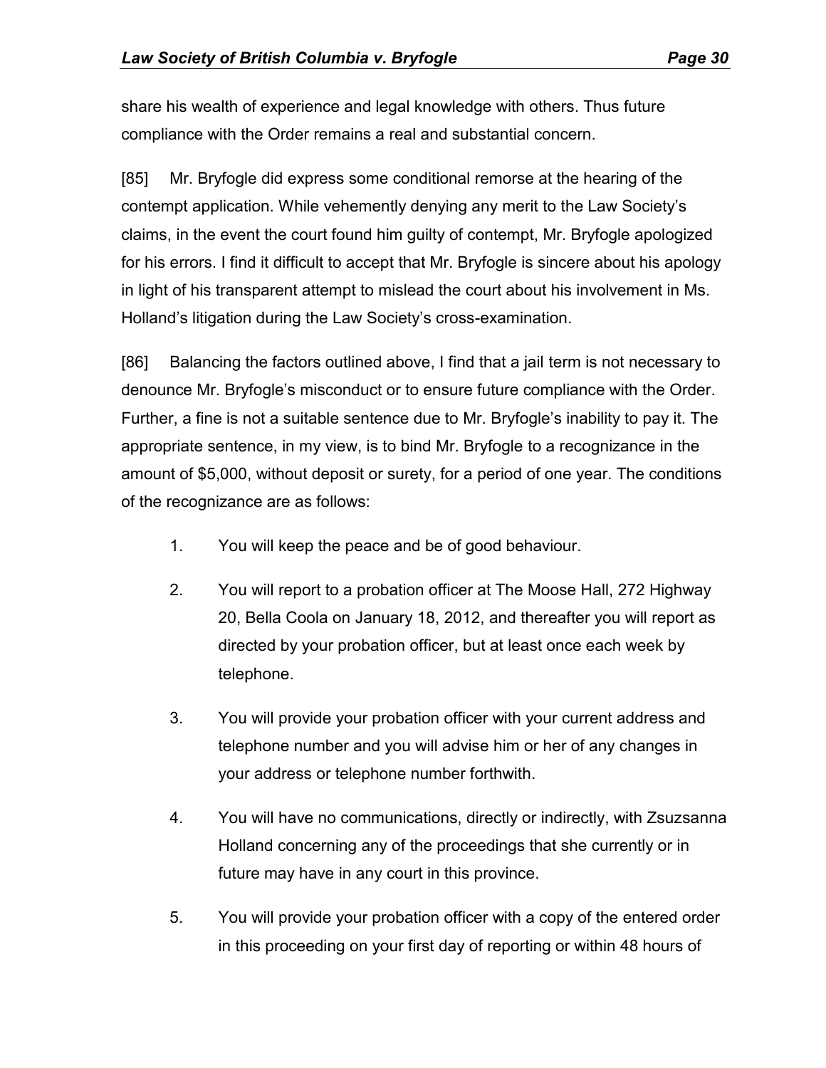share his wealth of experience and legal knowledge with others. Thus future compliance with the Order remains a real and substantial concern.

[85] Mr. Bryfogle did express some conditional remorse at the hearing of the contempt application. While vehemently denying any merit to the Law Society's claims, in the event the court found him guilty of contempt, Mr. Bryfogle apologized for his errors. I find it difficult to accept that Mr. Bryfogle is sincere about his apology in light of his transparent attempt to mislead the court about his involvement in Ms. Holland's litigation during the Law Society's cross-examination.

[86] Balancing the factors outlined above, I find that a jail term is not necessary to denounce Mr. Bryfogle's misconduct or to ensure future compliance with the Order. Further, a fine is not a suitable sentence due to Mr. Bryfogle's inability to pay it. The appropriate sentence, in my view, is to bind Mr. Bryfogle to a recognizance in the amount of $5,000, without deposit or surety, for a period of one year. The conditions of the recognizance are as follows:

1. You will keep the peace and be of good behaviour.

2. You will report to a probation officer at The Moose Hall, 272 Highway 20, Bella Coola on January 18, 2012, and thereafter you will report as directed by your probation officer, but at least once each week by telephone.

3. You will provide your probation officer with your current address and telephone number and you will advise him or her of any changes in your address or telephone number forthwith.

4. You will have no communications, directly or indirectly, with Zsuzsanna Holland concerning any of the proceedings that she currently or in future may have in any court in this province.

5. You will provide your probation officer with a copy of the entered order in this proceeding on your first day of reporting or within 48 hours of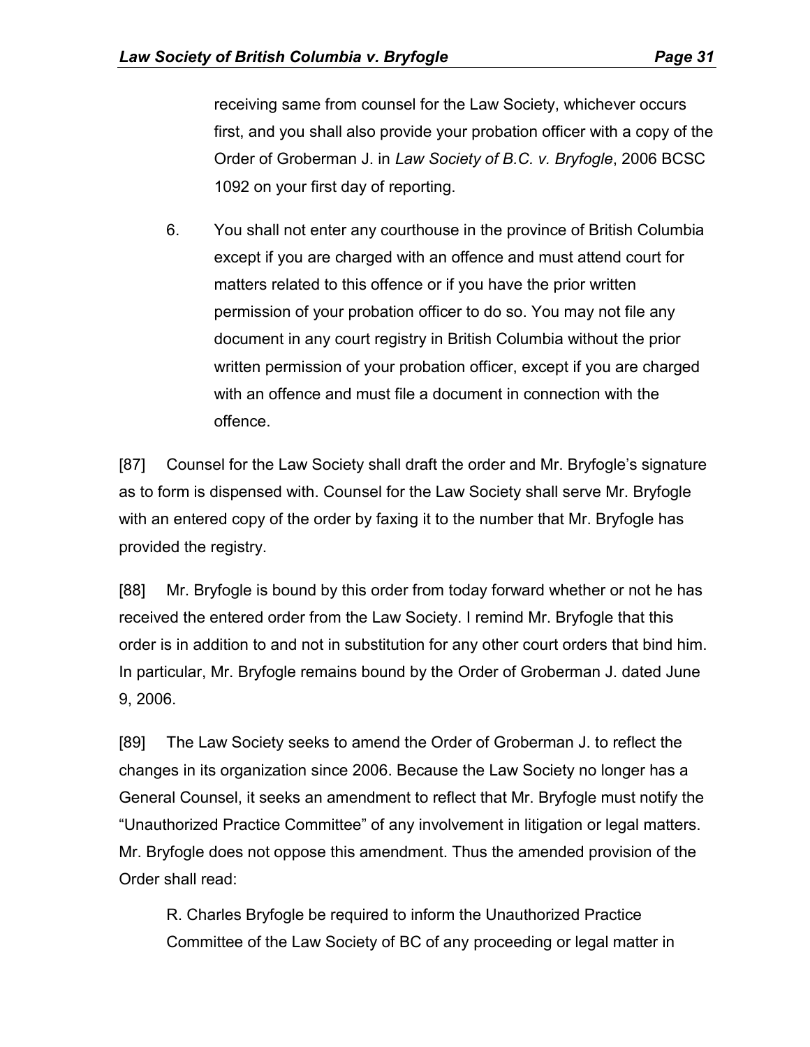> receiving same from counsel for the Law Society, whichever occurs first, and you shall also provide your probation officer with a copy of the Order of Groberman J. in *Law Society of B.C. v. Bryfogle*, 2006 BCSC 1092 on your first day of reporting.
>
> 6. You shall not enter any courthouse in the province of British Columbia except if you are charged with an offence and must attend court for matters related to this offence or if you have the prior written permission of your probation officer to do so. You may not file any document in any court registry in British Columbia without the prior written permission of your probation officer, except if you are charged with an offence and must file a document in connection with the offence.

[87] Counsel for the Law Society shall draft the order and Mr. Bryfogle's signature as to form is dispensed with. Counsel for the Law Society shall serve Mr. Bryfogle with an entered copy of the order by faxing it to the number that Mr. Bryfogle has provided the registry.

[88] Mr. Bryfogle is bound by this order from today forward whether or not he has received the entered order from the Law Society. I remind Mr. Bryfogle that this order is in addition to and not in substitution for any other court orders that bind him. In particular, Mr. Bryfogle remains bound by the Order of Groberman J. dated June 9, 2006.

[89] The Law Society seeks to amend the Order of Groberman J. to reflect the changes in its organization since 2006. Because the Law Society no longer has a General Counsel, it seeks an amendment to reflect that Mr. Bryfogle must notify the "Unauthorized Practice Committee" of any involvement in litigation or legal matters. Mr. Bryfogle does not oppose this amendment. Thus the amended provision of the Order shall read:

> R. Charles Bryfogle be required to inform the Unauthorized Practice Committee of the Law Society of BC of any proceeding or legal matter in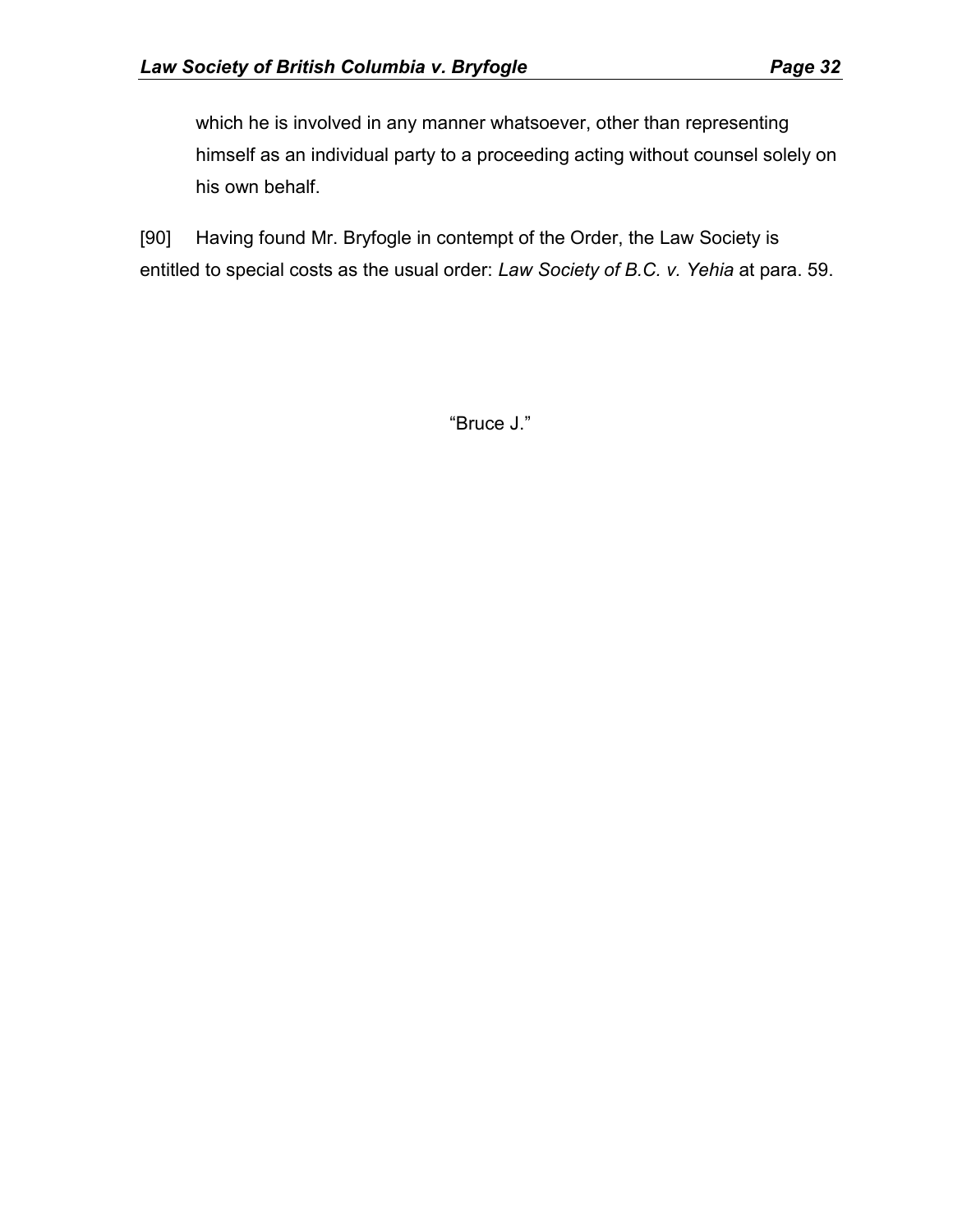> which he is involved in any manner whatsoever, other than representing himself as an individual party to a proceeding acting without counsel solely on his own behalf.

[90] Having found Mr. Bryfogle in contempt of the Order, the Law Society is entitled to special costs as the usual order: *Law Society of B.C. v. Yehia* at para. 59.

"Bruce J."